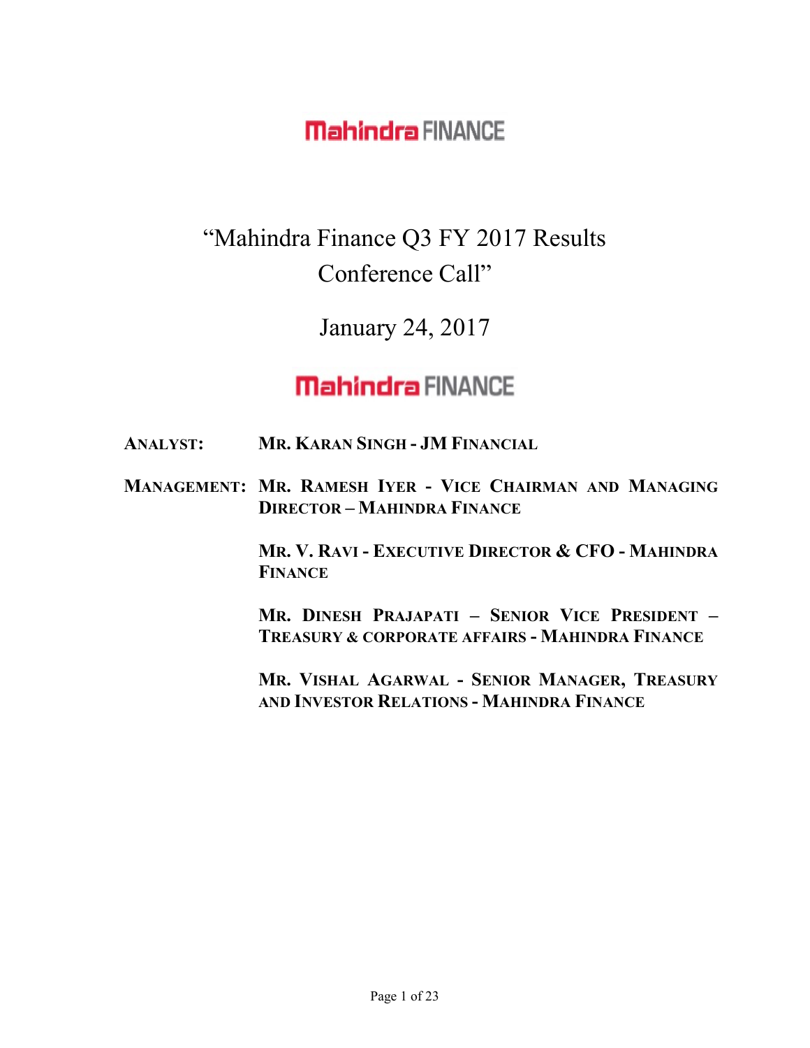Mahindra FINANCE

# "Mahindra Finance Q3 FY 2017 Results Conference Call"

January 24, 2017

Mahindra FINANCE

**ANALYST:** **MR. KARAN SINGH - JM FINANCIAL**

**MANAGEMENT:** **MR. RAMESH IYER - VICE CHAIRMAN AND MANAGING DIRECTOR – MAHINDRA FINANCE**

**MR. V. RAVI - EXECUTIVE DIRECTOR & CFO - MAHINDRA FINANCE**

**MR. DINESH PRAJAPATI – SENIOR VICE PRESIDENT – TREASURY & CORPORATE AFFAIRS - MAHINDRA FINANCE**

**MR. VISHAL AGARWAL - SENIOR MANAGER, TREASURY AND INVESTOR RELATIONS - MAHINDRA FINANCE**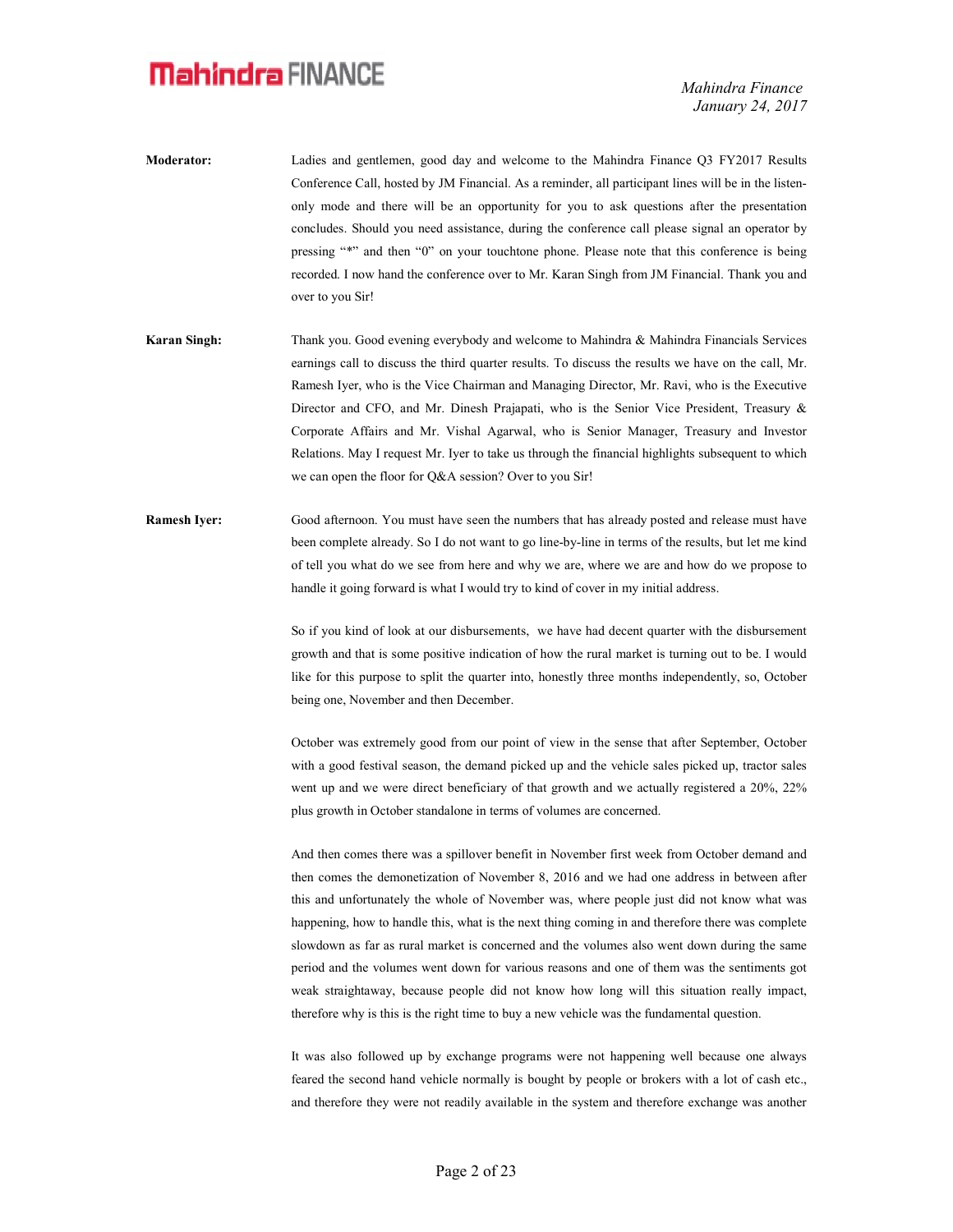**Moderator:** Ladies and gentlemen, good day and welcome to the Mahindra Finance Q3 FY2017 Results Conference Call, hosted by JM Financial. As a reminder, all participant lines will be in the listen-only mode and there will be an opportunity for you to ask questions after the presentation concludes. Should you need assistance, during the conference call please signal an operator by pressing "*" and then "0" on your touchtone phone. Please note that this conference is being recorded. I now hand the conference over to Mr. Karan Singh from JM Financial. Thank you and over to you Sir!

**Karan Singh:** Thank you. Good evening everybody and welcome to Mahindra & Mahindra Financials Services earnings call to discuss the third quarter results. To discuss the results we have on the call, Mr. Ramesh Iyer, who is the Vice Chairman and Managing Director, Mr. Ravi, who is the Executive Director and CFO, and Mr. Dinesh Prajapati, who is the Senior Vice President, Treasury & Corporate Affairs and Mr. Vishal Agarwal, who is Senior Manager, Treasury and Investor Relations. May I request Mr. Iyer to take us through the financial highlights subsequent to which we can open the floor for Q&A session? Over to you Sir!

**Ramesh Iyer:** Good afternoon. You must have seen the numbers that has already posted and release must have been complete already. So I do not want to go line-by-line in terms of the results, but let me kind of tell you what do we see from here and why we are, where we are and how do we propose to handle it going forward is what I would try to kind of cover in my initial address.

So if you kind of look at our disbursements, we have had decent quarter with the disbursement growth and that is some positive indication of how the rural market is turning out to be. I would like for this purpose to split the quarter into, honestly three months independently, so, October being one, November and then December.

October was extremely good from our point of view in the sense that after September, October with a good festival season, the demand picked up and the vehicle sales picked up, tractor sales went up and we were direct beneficiary of that growth and we actually registered a 20%, 22% plus growth in October standalone in terms of volumes are concerned.

And then comes there was a spillover benefit in November first week from October demand and then comes the demonetization of November 8, 2016 and we had one address in between after this and unfortunately the whole of November was, where people just did not know what was happening, how to handle this, what is the next thing coming in and therefore there was complete slowdown as far as rural market is concerned and the volumes also went down during the same period and the volumes went down for various reasons and one of them was the sentiments got weak straightaway, because people did not know how long will this situation really impact, therefore why is this is the right time to buy a new vehicle was the fundamental question.

It was also followed up by exchange programs were not happening well because one always feared the second hand vehicle normally is bought by people or brokers with a lot of cash etc., and therefore they were not readily available in the system and therefore exchange was another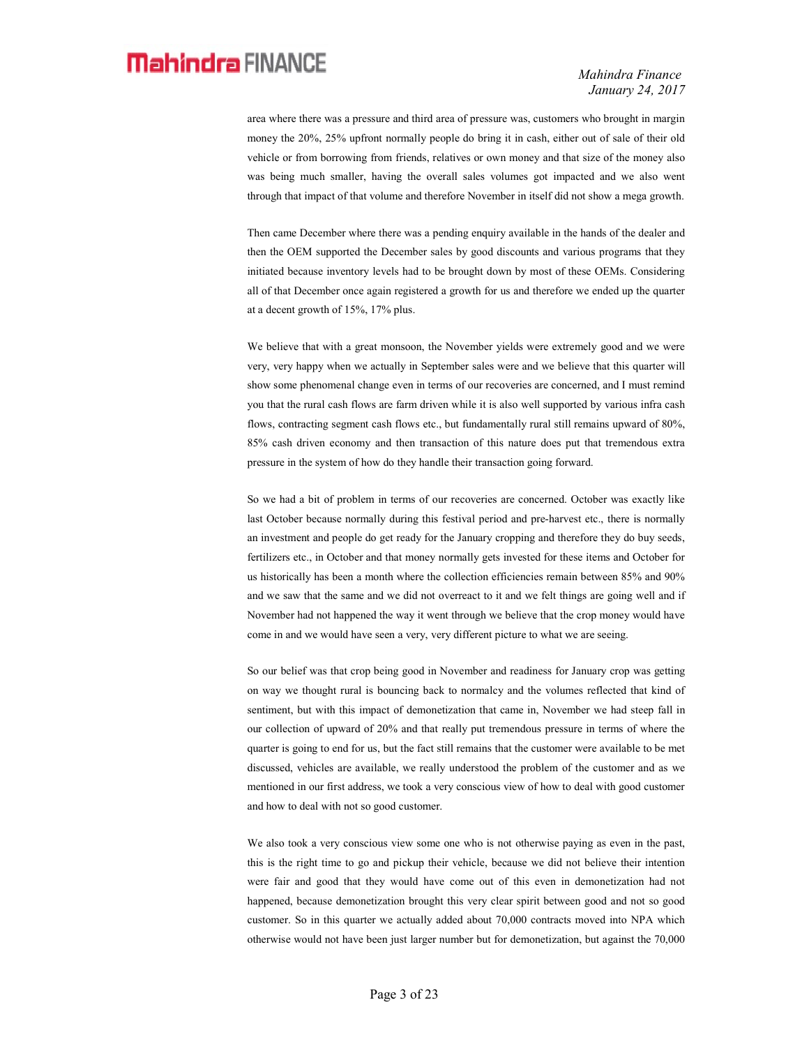area where there was a pressure and third area of pressure was, customers who brought in margin money the 20%, 25% upfront normally people do bring it in cash, either out of sale of their old vehicle or from borrowing from friends, relatives or own money and that size of the money also was being much smaller, having the overall sales volumes got impacted and we also went through that impact of that volume and therefore November in itself did not show a mega growth.

Then came December where there was a pending enquiry available in the hands of the dealer and then the OEM supported the December sales by good discounts and various programs that they initiated because inventory levels had to be brought down by most of these OEMs. Considering all of that December once again registered a growth for us and therefore we ended up the quarter at a decent growth of 15%, 17% plus.

We believe that with a great monsoon, the November yields were extremely good and we were very, very happy when we actually in September sales were and we believe that this quarter will show some phenomenal change even in terms of our recoveries are concerned, and I must remind you that the rural cash flows are farm driven while it is also well supported by various infra cash flows, contracting segment cash flows etc., but fundamentally rural still remains upward of 80%, 85% cash driven economy and then transaction of this nature does put that tremendous extra pressure in the system of how do they handle their transaction going forward.

So we had a bit of problem in terms of our recoveries are concerned. October was exactly like last October because normally during this festival period and pre-harvest etc., there is normally an investment and people do get ready for the January cropping and therefore they do buy seeds, fertilizers etc., in October and that money normally gets invested for these items and October for us historically has been a month where the collection efficiencies remain between 85% and 90% and we saw that the same and we did not overreact to it and we felt things are going well and if November had not happened the way it went through we believe that the crop money would have come in and we would have seen a very, very different picture to what we are seeing.

So our belief was that crop being good in November and readiness for January crop was getting on way we thought rural is bouncing back to normalcy and the volumes reflected that kind of sentiment, but with this impact of demonetization that came in, November we had steep fall in our collection of upward of 20% and that really put tremendous pressure in terms of where the quarter is going to end for us, but the fact still remains that the customer were available to be met discussed, vehicles are available, we really understood the problem of the customer and as we mentioned in our first address, we took a very conscious view of how to deal with good customer and how to deal with not so good customer.

We also took a very conscious view some one who is not otherwise paying as even in the past, this is the right time to go and pickup their vehicle, because we did not believe their intention were fair and good that they would have come out of this even in demonetization had not happened, because demonetization brought this very clear spirit between good and not so good customer. So in this quarter we actually added about 70,000 contracts moved into NPA which otherwise would not have been just larger number but for demonetization, but against the 70,000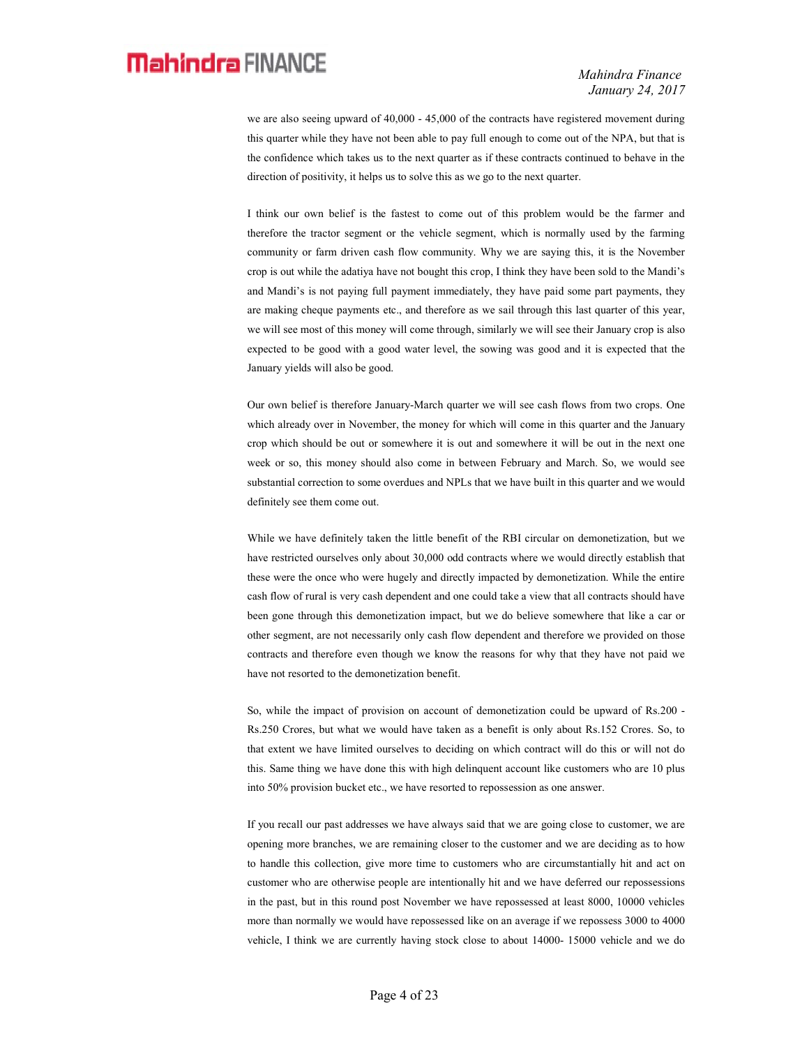we are also seeing upward of 40,000 - 45,000 of the contracts have registered movement during this quarter while they have not been able to pay full enough to come out of the NPA, but that is the confidence which takes us to the next quarter as if these contracts continued to behave in the direction of positivity, it helps us to solve this as we go to the next quarter.

I think our own belief is the fastest to come out of this problem would be the farmer and therefore the tractor segment or the vehicle segment, which is normally used by the farming community or farm driven cash flow community. Why we are saying this, it is the November crop is out while the adatiya have not bought this crop, I think they have been sold to the Mandi's and Mandi's is not paying full payment immediately, they have paid some part payments, they are making cheque payments etc., and therefore as we sail through this last quarter of this year, we will see most of this money will come through, similarly we will see their January crop is also expected to be good with a good water level, the sowing was good and it is expected that the January yields will also be good.

Our own belief is therefore January-March quarter we will see cash flows from two crops. One which already over in November, the money for which will come in this quarter and the January crop which should be out or somewhere it is out and somewhere it will be out in the next one week or so, this money should also come in between February and March. So, we would see substantial correction to some overdues and NPLs that we have built in this quarter and we would definitely see them come out.

While we have definitely taken the little benefit of the RBI circular on demonetization, but we have restricted ourselves only about 30,000 odd contracts where we would directly establish that these were the once who were hugely and directly impacted by demonetization. While the entire cash flow of rural is very cash dependent and one could take a view that all contracts should have been gone through this demonetization impact, but we do believe somewhere that like a car or other segment, are not necessarily only cash flow dependent and therefore we provided on those contracts and therefore even though we know the reasons for why that they have not paid we have not resorted to the demonetization benefit.

So, while the impact of provision on account of demonetization could be upward of Rs.200 - Rs.250 Crores, but what we would have taken as a benefit is only about Rs.152 Crores. So, to that extent we have limited ourselves to deciding on which contract will do this or will not do this. Same thing we have done this with high delinquent account like customers who are 10 plus into 50% provision bucket etc., we have resorted to repossession as one answer.

If you recall our past addresses we have always said that we are going close to customer, we are opening more branches, we are remaining closer to the customer and we are deciding as to how to handle this collection, give more time to customers who are circumstantially hit and act on customer who are otherwise people are intentionally hit and we have deferred our repossessions in the past, but in this round post November we have repossessed at least 8000, 10000 vehicles more than normally we would have repossessed like on an average if we repossess 3000 to 4000 vehicle, I think we are currently having stock close to about 14000- 15000 vehicle and we do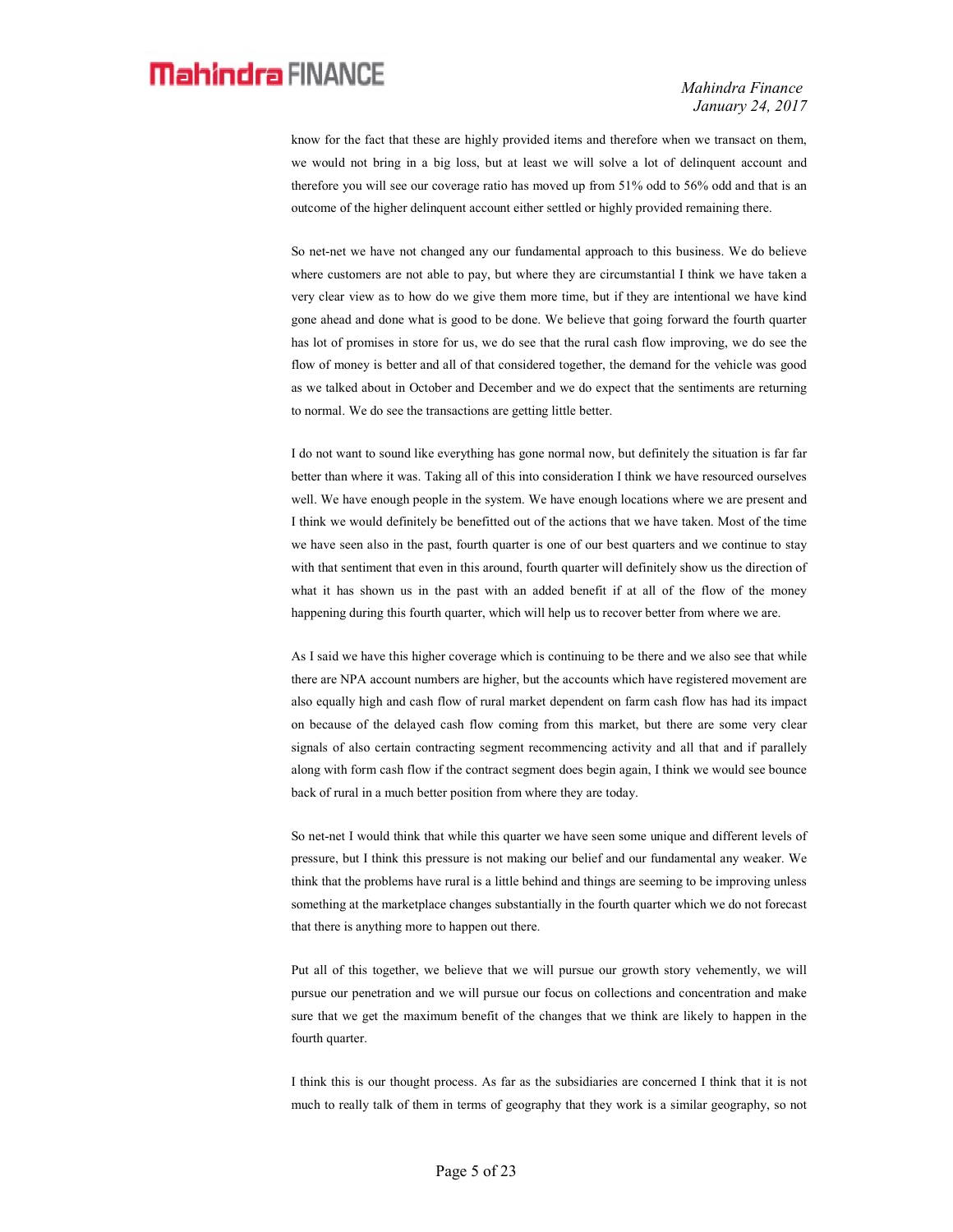know for the fact that these are highly provided items and therefore when we transact on them, we would not bring in a big loss, but at least we will solve a lot of delinquent account and therefore you will see our coverage ratio has moved up from 51% odd to 56% odd and that is an outcome of the higher delinquent account either settled or highly provided remaining there.

So net-net we have not changed any our fundamental approach to this business. We do believe where customers are not able to pay, but where they are circumstantial I think we have taken a very clear view as to how do we give them more time, but if they are intentional we have kind gone ahead and done what is good to be done. We believe that going forward the fourth quarter has lot of promises in store for us, we do see that the rural cash flow improving, we do see the flow of money is better and all of that considered together, the demand for the vehicle was good as we talked about in October and December and we do expect that the sentiments are returning to normal. We do see the transactions are getting little better.

I do not want to sound like everything has gone normal now, but definitely the situation is far far better than where it was. Taking all of this into consideration I think we have resourced ourselves well. We have enough people in the system. We have enough locations where we are present and I think we would definitely be benefitted out of the actions that we have taken. Most of the time we have seen also in the past, fourth quarter is one of our best quarters and we continue to stay with that sentiment that even in this around, fourth quarter will definitely show us the direction of what it has shown us in the past with an added benefit if at all of the flow of the money happening during this fourth quarter, which will help us to recover better from where we are.

As I said we have this higher coverage which is continuing to be there and we also see that while there are NPA account numbers are higher, but the accounts which have registered movement are also equally high and cash flow of rural market dependent on farm cash flow has had its impact on because of the delayed cash flow coming from this market, but there are some very clear signals of also certain contracting segment recommencing activity and all that and if parallely along with form cash flow if the contract segment does begin again, I think we would see bounce back of rural in a much better position from where they are today.

So net-net I would think that while this quarter we have seen some unique and different levels of pressure, but I think this pressure is not making our belief and our fundamental any weaker. We think that the problems have rural is a little behind and things are seeming to be improving unless something at the marketplace changes substantially in the fourth quarter which we do not forecast that there is anything more to happen out there.

Put all of this together, we believe that we will pursue our growth story vehemently, we will pursue our penetration and we will pursue our focus on collections and concentration and make sure that we get the maximum benefit of the changes that we think are likely to happen in the fourth quarter.

I think this is our thought process. As far as the subsidiaries are concerned I think that it is not much to really talk of them in terms of geography that they work is a similar geography, so not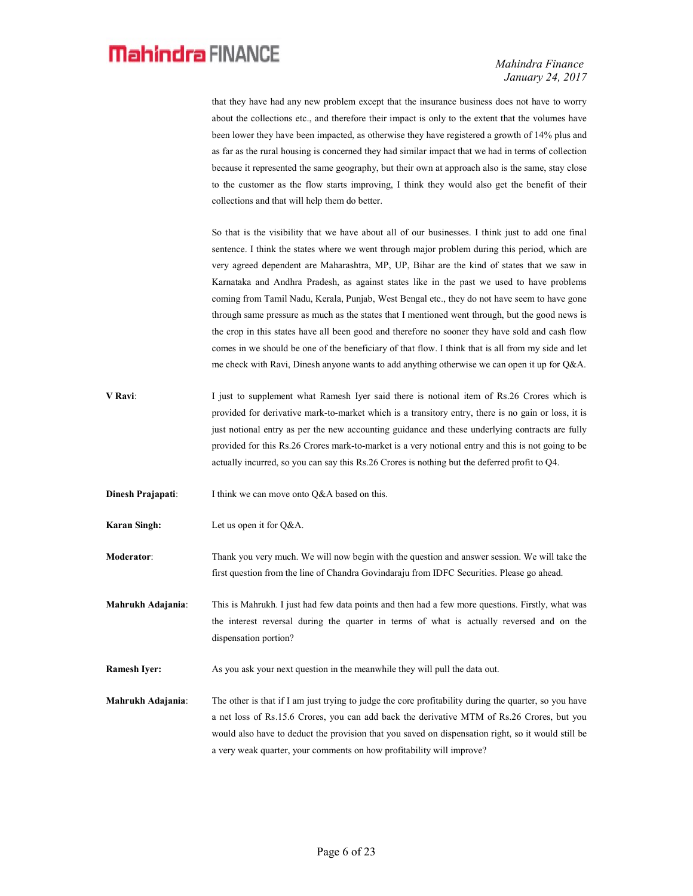that they have had any new problem except that the insurance business does not have to worry about the collections etc., and therefore their impact is only to the extent that the volumes have been lower they have been impacted, as otherwise they have registered a growth of 14% plus and as far as the rural housing is concerned they had similar impact that we had in terms of collection because it represented the same geography, but their own at approach also is the same, stay close to the customer as the flow starts improving, I think they would also get the benefit of their collections and that will help them do better.

So that is the visibility that we have about all of our businesses. I think just to add one final sentence. I think the states where we went through major problem during this period, which are very agreed dependent are Maharashtra, MP, UP, Bihar are the kind of states that we saw in Karnataka and Andhra Pradesh, as against states like in the past we used to have problems coming from Tamil Nadu, Kerala, Punjab, West Bengal etc., they do not have seem to have gone through same pressure as much as the states that I mentioned went through, but the good news is the crop in this states have all been good and therefore no sooner they have sold and cash flow comes in we should be one of the beneficiary of that flow. I think that is all from my side and let me check with Ravi, Dinesh anyone wants to add anything otherwise we can open it up for Q&A.

**V Ravi**: I just to supplement what Ramesh Iyer said there is notional item of Rs.26 Crores which is provided for derivative mark-to-market which is a transitory entry, there is no gain or loss, it is just notional entry as per the new accounting guidance and these underlying contracts are fully provided for this Rs.26 Crores mark-to-market is a very notional entry and this is not going to be actually incurred, so you can say this Rs.26 Crores is nothing but the deferred profit to Q4.

**Dinesh Prajapati**: I think we can move onto Q&A based on this.

**Karan Singh:** Let us open it for Q&A.

**Moderator**: Thank you very much. We will now begin with the question and answer session. We will take the first question from the line of Chandra Govindaraju from IDFC Securities. Please go ahead.

**Mahrukh Adajania**: This is Mahrukh. I just had few data points and then had a few more questions. Firstly, what was the interest reversal during the quarter in terms of what is actually reversed and on the dispensation portion?

**Ramesh Iyer:** As you ask your next question in the meanwhile they will pull the data out.

**Mahrukh Adajania**: The other is that if I am just trying to judge the core profitability during the quarter, so you have a net loss of Rs.15.6 Crores, you can add back the derivative MTM of Rs.26 Crores, but you would also have to deduct the provision that you saved on dispensation right, so it would still be a very weak quarter, your comments on how profitability will improve?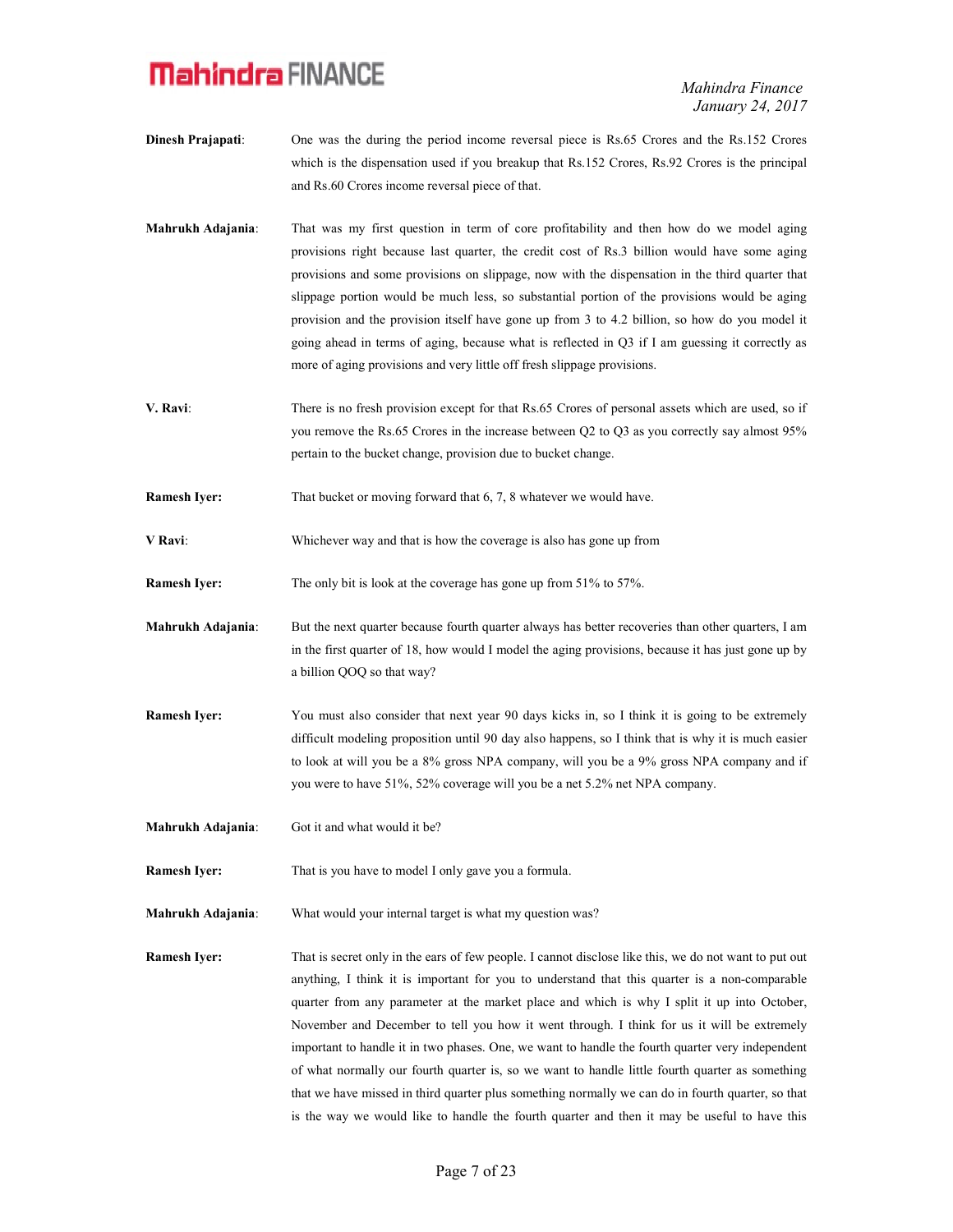**Dinesh Prajapati**: One was the during the period income reversal piece is Rs.65 Crores and the Rs.152 Crores which is the dispensation used if you breakup that Rs.152 Crores, Rs.92 Crores is the principal and Rs.60 Crores income reversal piece of that.

**Mahrukh Adajania**: That was my first question in term of core profitability and then how do we model aging provisions right because last quarter, the credit cost of Rs.3 billion would have some aging provisions and some provisions on slippage, now with the dispensation in the third quarter that slippage portion would be much less, so substantial portion of the provisions would be aging provision and the provision itself have gone up from 3 to 4.2 billion, so how do you model it going ahead in terms of aging, because what is reflected in Q3 if I am guessing it correctly as more of aging provisions and very little off fresh slippage provisions.

**V. Ravi**: There is no fresh provision except for that Rs.65 Crores of personal assets which are used, so if you remove the Rs.65 Crores in the increase between Q2 to Q3 as you correctly say almost 95% pertain to the bucket change, provision due to bucket change.

**Ramesh Iyer:** That bucket or moving forward that 6, 7, 8 whatever we would have.

**V Ravi**: Whichever way and that is how the coverage is also has gone up from

**Ramesh Iyer:** The only bit is look at the coverage has gone up from 51% to 57%.

**Mahrukh Adajania**: But the next quarter because fourth quarter always has better recoveries than other quarters, I am in the first quarter of 18, how would I model the aging provisions, because it has just gone up by a billion QOQ so that way?

**Ramesh Iyer:** You must also consider that next year 90 days kicks in, so I think it is going to be extremely difficult modeling proposition until 90 day also happens, so I think that is why it is much easier to look at will you be a 8% gross NPA company, will you be a 9% gross NPA company and if you were to have 51%, 52% coverage will you be a net 5.2% net NPA company.

**Mahrukh Adajania**: Got it and what would it be?

**Ramesh Iyer:** That is you have to model I only gave you a formula.

**Mahrukh Adajania**: What would your internal target is what my question was?

**Ramesh Iyer:** That is secret only in the ears of few people. I cannot disclose like this, we do not want to put out anything, I think it is important for you to understand that this quarter is a non-comparable quarter from any parameter at the market place and which is why I split it up into October, November and December to tell you how it went through. I think for us it will be extremely important to handle it in two phases. One, we want to handle the fourth quarter very independent of what normally our fourth quarter is, so we want to handle little fourth quarter as something that we have missed in third quarter plus something normally we can do in fourth quarter, so that is the way we would like to handle the fourth quarter and then it may be useful to have this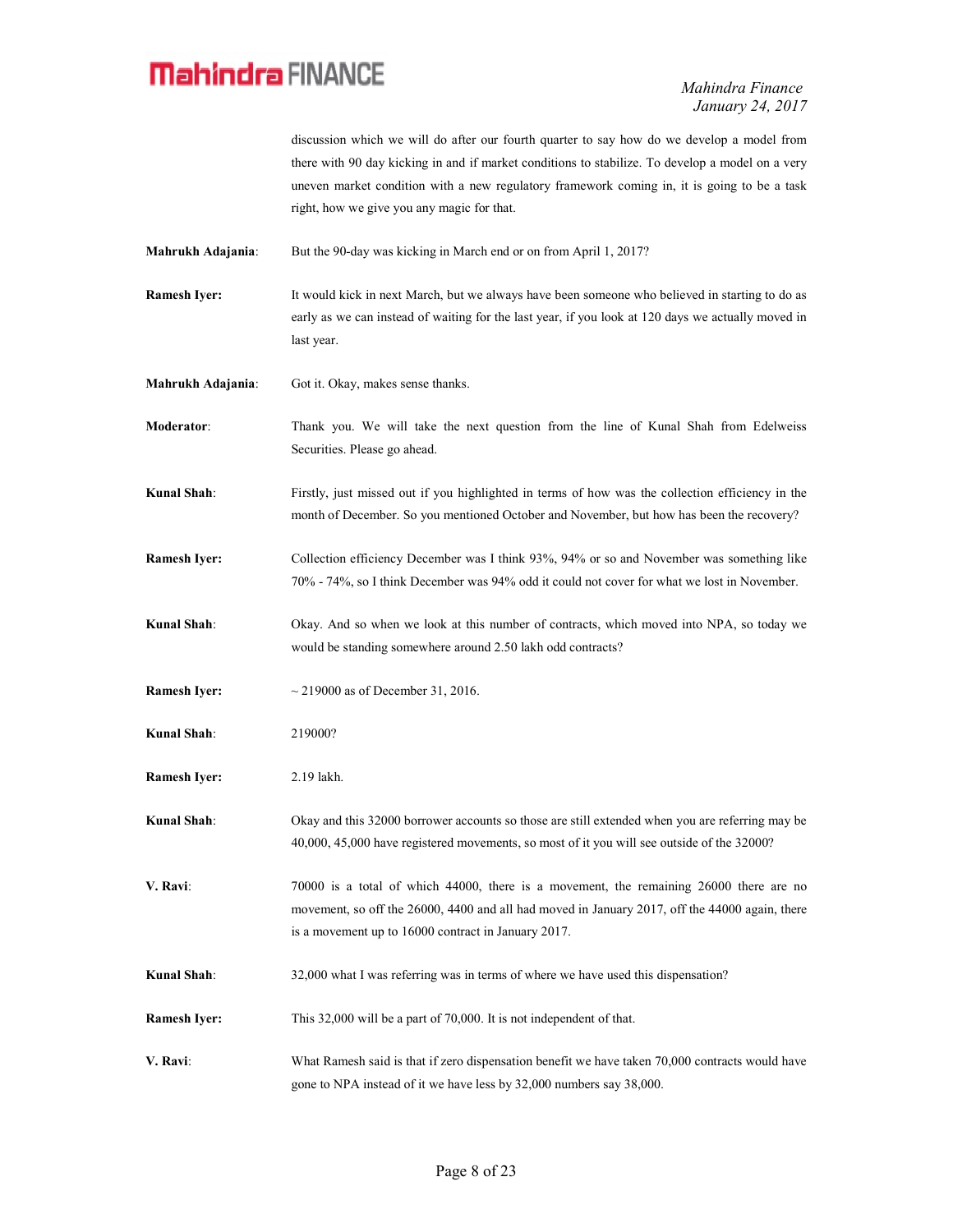discussion which we will do after our fourth quarter to say how do we develop a model from there with 90 day kicking in and if market conditions to stabilize. To develop a model on a very uneven market condition with a new regulatory framework coming in, it is going to be a task right, how we give you any magic for that.

**Mahrukh Adajania**: But the 90-day was kicking in March end or on from April 1, 2017?

**Ramesh Iyer:** It would kick in next March, but we always have been someone who believed in starting to do as early as we can instead of waiting for the last year, if you look at 120 days we actually moved in last year.

**Mahrukh Adajania**: Got it. Okay, makes sense thanks.

**Moderator**: Thank you. We will take the next question from the line of Kunal Shah from Edelweiss Securities. Please go ahead.

**Kunal Shah**: Firstly, just missed out if you highlighted in terms of how was the collection efficiency in the month of December. So you mentioned October and November, but how has been the recovery?

**Ramesh Iyer:** Collection efficiency December was I think 93%, 94% or so and November was something like 70% - 74%, so I think December was 94% odd it could not cover for what we lost in November.

**Kunal Shah**: Okay. And so when we look at this number of contracts, which moved into NPA, so today we would be standing somewhere around 2.50 lakh odd contracts?

**Ramesh Iyer:** ~ 219000 as of December 31, 2016.

**Kunal Shah**: 219000?

**Ramesh Iyer:** 2.19 lakh.

**Kunal Shah**: Okay and this 32000 borrower accounts so those are still extended when you are referring may be 40,000, 45,000 have registered movements, so most of it you will see outside of the 32000?

**V. Ravi**: 70000 is a total of which 44000, there is a movement, the remaining 26000 there are no movement, so off the 26000, 4400 and all had moved in January 2017, off the 44000 again, there is a movement up to 16000 contract in January 2017.

**Kunal Shah**: 32,000 what I was referring was in terms of where we have used this dispensation?

**Ramesh Iyer:** This 32,000 will be a part of 70,000. It is not independent of that.

**V. Ravi**: What Ramesh said is that if zero dispensation benefit we have taken 70,000 contracts would have gone to NPA instead of it we have less by 32,000 numbers say 38,000.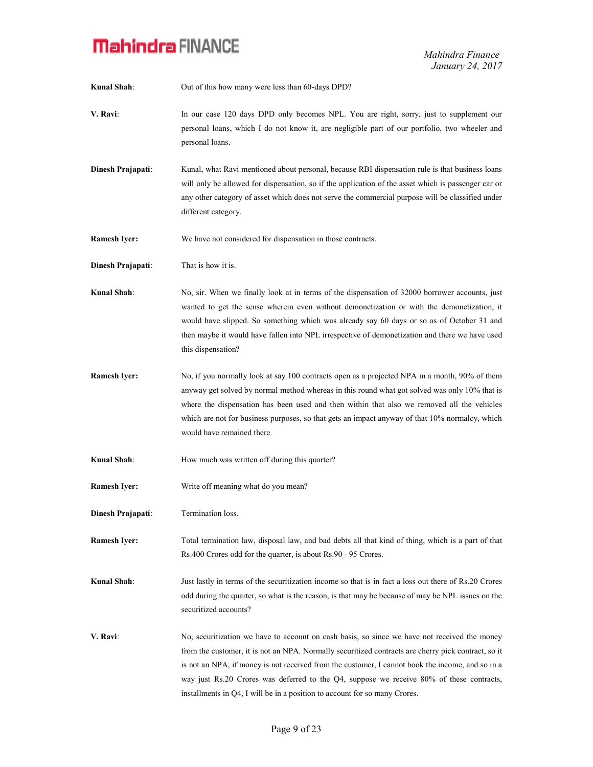**Kunal Shah**: Out of this how many were less than 60-days DPD?

**V. Ravi**: In our case 120 days DPD only becomes NPL. You are right, sorry, just to supplement our personal loans, which I do not know it, are negligible part of our portfolio, two wheeler and personal loans.

**Dinesh Prajapati**: Kunal, what Ravi mentioned about personal, because RBI dispensation rule is that business loans will only be allowed for dispensation, so if the application of the asset which is passenger car or any other category of asset which does not serve the commercial purpose will be classified under different category.

**Ramesh Iyer:** We have not considered for dispensation in those contracts.

**Dinesh Prajapati**: That is how it is.

**Kunal Shah**: No, sir. When we finally look at in terms of the dispensation of 32000 borrower accounts, just wanted to get the sense wherein even without demonetization or with the demonetization, it would have slipped. So something which was already say 60 days or so as of October 31 and then maybe it would have fallen into NPL irrespective of demonetization and there we have used this dispensation?

**Ramesh Iyer:** No, if you normally look at say 100 contracts open as a projected NPA in a month, 90% of them anyway get solved by normal method whereas in this round what got solved was only 10% that is where the dispensation has been used and then within that also we removed all the vehicles which are not for business purposes, so that gets an impact anyway of that 10% normalcy, which would have remained there.

**Kunal Shah**: How much was written off during this quarter?

**Ramesh Iyer:** Write off meaning what do you mean?

**Dinesh Prajapati**: Termination loss.

**Ramesh Iyer:** Total termination law, disposal law, and bad debts all that kind of thing, which is a part of that Rs.400 Crores odd for the quarter, is about Rs.90 - 95 Crores.

**Kunal Shah**: Just lastly in terms of the securitization income so that is in fact a loss out there of Rs.20 Crores odd during the quarter, so what is the reason, is that may be because of may be NPL issues on the securitized accounts?

**V. Ravi**: No, securitization we have to account on cash basis, so since we have not received the money from the customer, it is not an NPA. Normally securitized contracts are cherry pick contract, so it is not an NPA, if money is not received from the customer, I cannot book the income, and so in a way just Rs.20 Crores was deferred to the Q4, suppose we receive 80% of these contracts, installments in Q4, I will be in a position to account for so many Crores.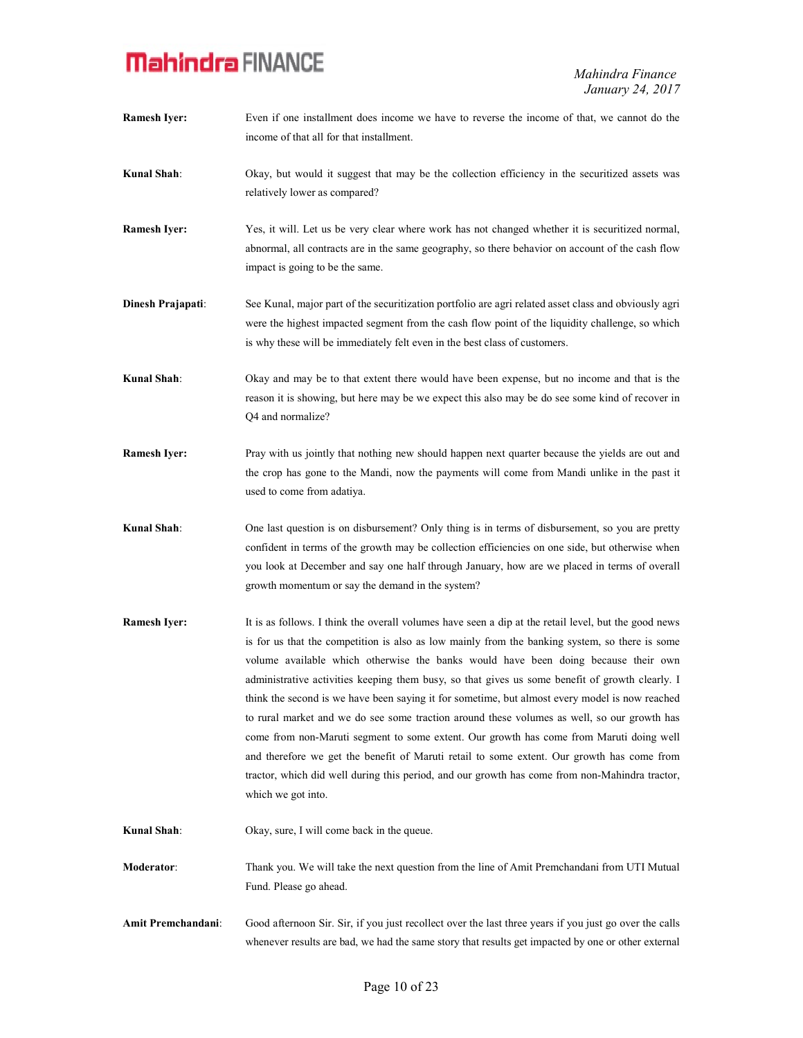**Ramesh Iyer:** Even if one installment does income we have to reverse the income of that, we cannot do the income of that all for that installment.

**Kunal Shah**: Okay, but would it suggest that may be the collection efficiency in the securitized assets was relatively lower as compared?

**Ramesh Iyer:** Yes, it will. Let us be very clear where work has not changed whether it is securitized normal, abnormal, all contracts are in the same geography, so there behavior on account of the cash flow impact is going to be the same.

**Dinesh Prajapati**: See Kunal, major part of the securitization portfolio are agri related asset class and obviously agri were the highest impacted segment from the cash flow point of the liquidity challenge, so which is why these will be immediately felt even in the best class of customers.

**Kunal Shah**: Okay and may be to that extent there would have been expense, but no income and that is the reason it is showing, but here may be we expect this also may be do see some kind of recover in Q4 and normalize?

**Ramesh Iyer:** Pray with us jointly that nothing new should happen next quarter because the yields are out and the crop has gone to the Mandi, now the payments will come from Mandi unlike in the past it used to come from adatiya.

**Kunal Shah**: One last question is on disbursement? Only thing is in terms of disbursement, so you are pretty confident in terms of the growth may be collection efficiencies on one side, but otherwise when you look at December and say one half through January, how are we placed in terms of overall growth momentum or say the demand in the system?

**Ramesh Iyer:** It is as follows. I think the overall volumes have seen a dip at the retail level, but the good news is for us that the competition is also as low mainly from the banking system, so there is some volume available which otherwise the banks would have been doing because their own administrative activities keeping them busy, so that gives us some benefit of growth clearly. I think the second is we have been saying it for sometime, but almost every model is now reached to rural market and we do see some traction around these volumes as well, so our growth has come from non-Maruti segment to some extent. Our growth has come from Maruti doing well and therefore we get the benefit of Maruti retail to some extent. Our growth has come from tractor, which did well during this period, and our growth has come from non-Mahindra tractor, which we got into.

**Kunal Shah**: Okay, sure, I will come back in the queue.

**Moderator**: Thank you. We will take the next question from the line of Amit Premchandani from UTI Mutual Fund. Please go ahead.

**Amit Premchandani**: Good afternoon Sir. Sir, if you just recollect over the last three years if you just go over the calls whenever results are bad, we had the same story that results get impacted by one or other external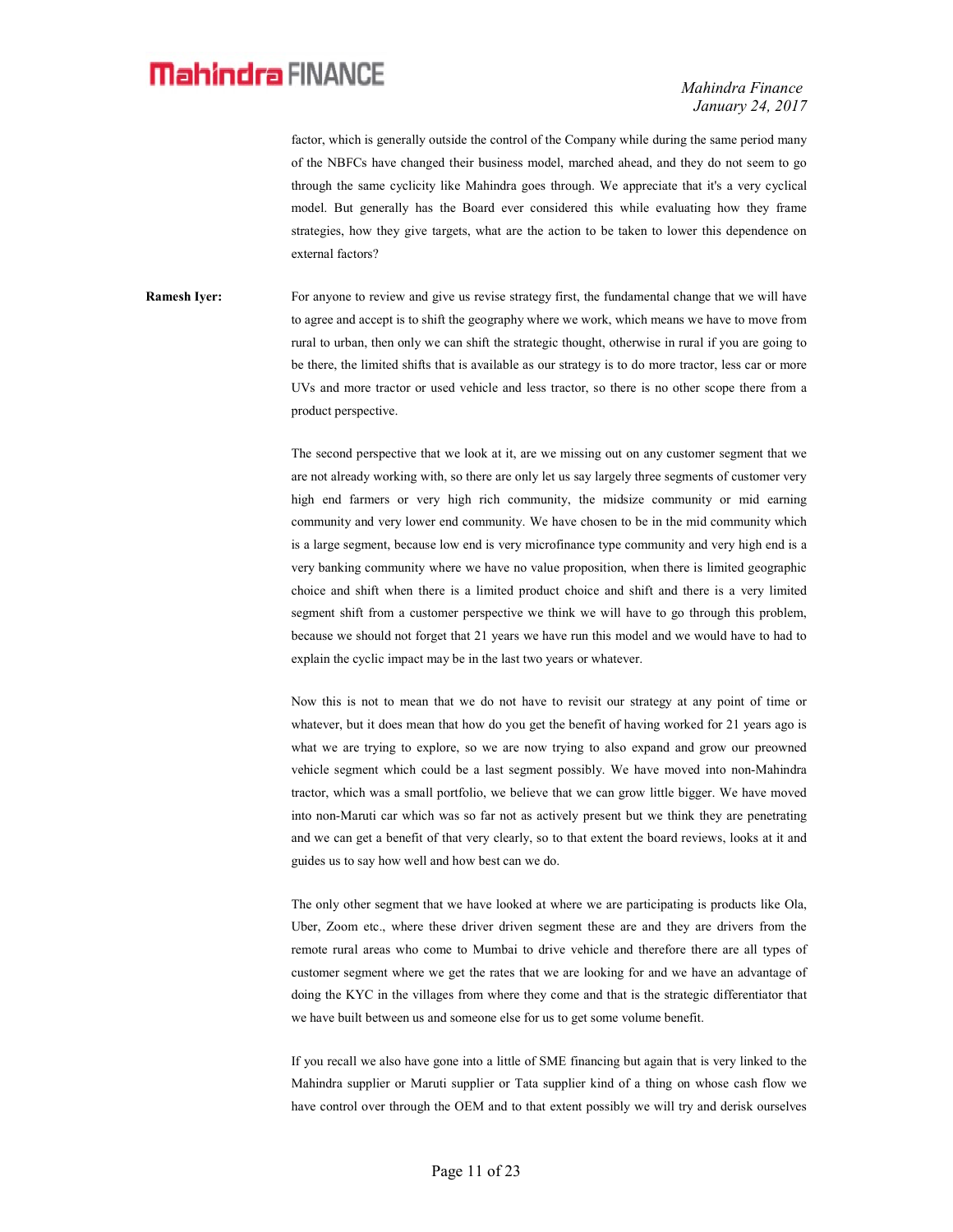factor, which is generally outside the control of the Company while during the same period many of the NBFCs have changed their business model, marched ahead, and they do not seem to go through the same cyclicity like Mahindra goes through. We appreciate that it's a very cyclical model. But generally has the Board ever considered this while evaluating how they frame strategies, how they give targets, what are the action to be taken to lower this dependence on external factors?

**Ramesh Iyer:** For anyone to review and give us revise strategy first, the fundamental change that we will have to agree and accept is to shift the geography where we work, which means we have to move from rural to urban, then only we can shift the strategic thought, otherwise in rural if you are going to be there, the limited shifts that is available as our strategy is to do more tractor, less car or more UVs and more tractor or used vehicle and less tractor, so there is no other scope there from a product perspective.

The second perspective that we look at it, are we missing out on any customer segment that we are not already working with, so there are only let us say largely three segments of customer very high end farmers or very high rich community, the midsize community or mid earning community and very lower end community. We have chosen to be in the mid community which is a large segment, because low end is very microfinance type community and very high end is a very banking community where we have no value proposition, when there is limited geographic choice and shift when there is a limited product choice and shift and there is a very limited segment shift from a customer perspective we think we will have to go through this problem, because we should not forget that 21 years we have run this model and we would have to had to explain the cyclic impact may be in the last two years or whatever.

Now this is not to mean that we do not have to revisit our strategy at any point of time or whatever, but it does mean that how do you get the benefit of having worked for 21 years ago is what we are trying to explore, so we are now trying to also expand and grow our preowned vehicle segment which could be a last segment possibly. We have moved into non-Mahindra tractor, which was a small portfolio, we believe that we can grow little bigger. We have moved into non-Maruti car which was so far not as actively present but we think they are penetrating and we can get a benefit of that very clearly, so to that extent the board reviews, looks at it and guides us to say how well and how best can we do.

The only other segment that we have looked at where we are participating is products like Ola, Uber, Zoom etc., where these driver driven segment these are and they are drivers from the remote rural areas who come to Mumbai to drive vehicle and therefore there are all types of customer segment where we get the rates that we are looking for and we have an advantage of doing the KYC in the villages from where they come and that is the strategic differentiator that we have built between us and someone else for us to get some volume benefit.

If you recall we also have gone into a little of SME financing but again that is very linked to the Mahindra supplier or Maruti supplier or Tata supplier kind of a thing on whose cash flow we have control over through the OEM and to that extent possibly we will try and derisk ourselves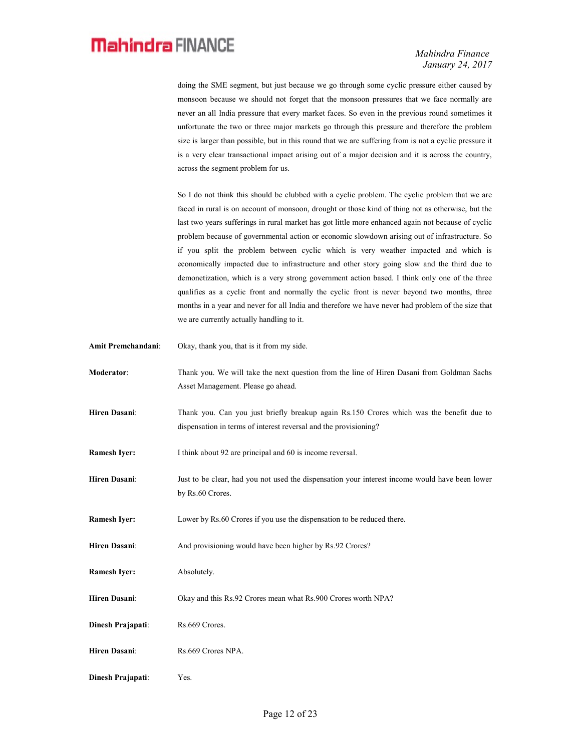doing the SME segment, but just because we go through some cyclic pressure either caused by monsoon because we should not forget that the monsoon pressures that we face normally are never an all India pressure that every market faces. So even in the previous round sometimes it unfortunate the two or three major markets go through this pressure and therefore the problem size is larger than possible, but in this round that we are suffering from is not a cyclic pressure it is a very clear transactional impact arising out of a major decision and it is across the country, across the segment problem for us.

So I do not think this should be clubbed with a cyclic problem. The cyclic problem that we are faced in rural is on account of monsoon, drought or those kind of thing not as otherwise, but the last two years sufferings in rural market has got little more enhanced again not because of cyclic problem because of governmental action or economic slowdown arising out of infrastructure. So if you split the problem between cyclic which is very weather impacted and which is economically impacted due to infrastructure and other story going slow and the third due to demonetization, which is a very strong government action based. I think only one of the three qualifies as a cyclic front and normally the cyclic front is never beyond two months, three months in a year and never for all India and therefore we have never had problem of the size that we are currently actually handling to it.

**Amit Premchandani**: Okay, thank you, that is it from my side.

**Moderator**: Thank you. We will take the next question from the line of Hiren Dasani from Goldman Sachs Asset Management. Please go ahead.

**Hiren Dasani**: Thank you. Can you just briefly breakup again Rs.150 Crores which was the benefit due to dispensation in terms of interest reversal and the provisioning?

**Ramesh Iyer:** I think about 92 are principal and 60 is income reversal.

**Hiren Dasani**: Just to be clear, had you not used the dispensation your interest income would have been lower by Rs.60 Crores.

**Ramesh Iyer:** Lower by Rs.60 Crores if you use the dispensation to be reduced there.

**Hiren Dasani**: And provisioning would have been higher by Rs.92 Crores?

**Ramesh Iyer:** Absolutely.

**Hiren Dasani**: Okay and this Rs.92 Crores mean what Rs.900 Crores worth NPA?

**Dinesh Prajapati**: Rs.669 Crores.

**Hiren Dasani**: Rs.669 Crores NPA.

**Dinesh Prajapati**: Yes.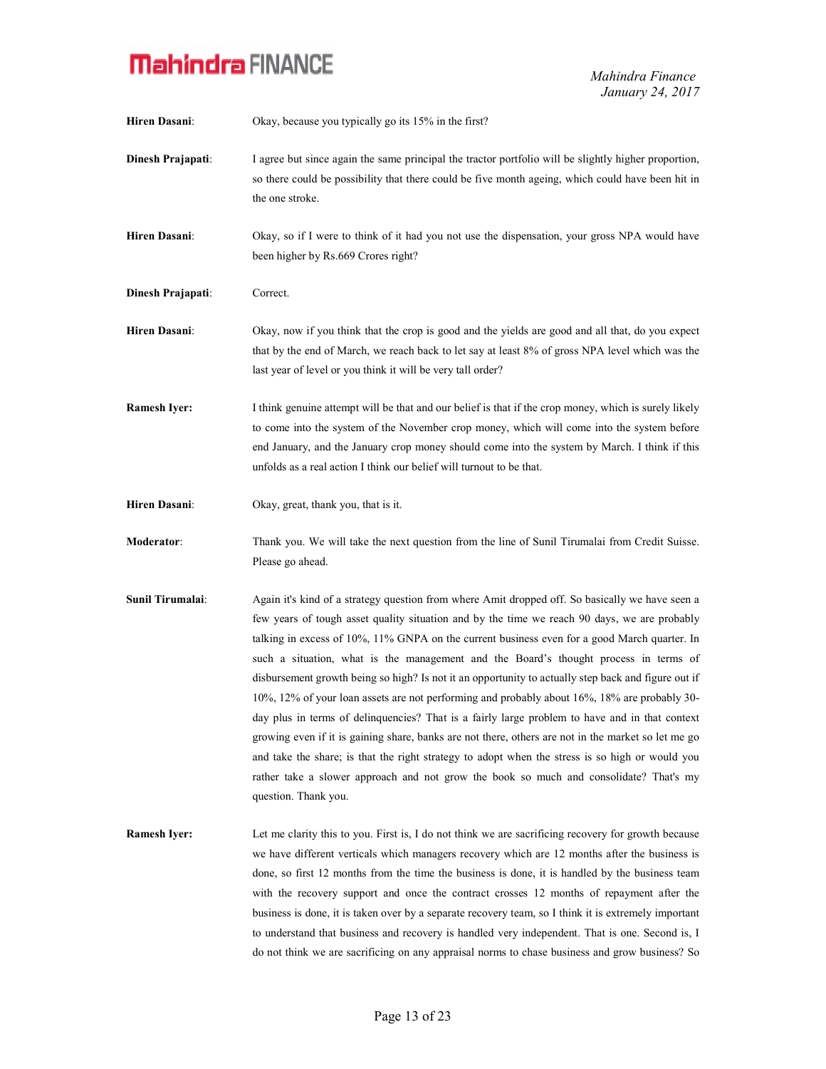**Hiren Dasani**: Okay, because you typically go its 15% in the first?

**Dinesh Prajapati**: I agree but since again the same principal the tractor portfolio will be slightly higher proportion, so there could be possibility that there could be five month ageing, which could have been hit in the one stroke.

**Hiren Dasani**: Okay, so if I were to think of it had you not use the dispensation, your gross NPA would have been higher by Rs.669 Crores right?

**Dinesh Prajapati**: Correct.

**Hiren Dasani**: Okay, now if you think that the crop is good and the yields are good and all that, do you expect that by the end of March, we reach back to let say at least 8% of gross NPA level which was the last year of level or you think it will be very tall order?

**Ramesh Iyer:** I think genuine attempt will be that and our belief is that if the crop money, which is surely likely to come into the system of the November crop money, which will come into the system before end January, and the January crop money should come into the system by March. I think if this unfolds as a real action I think our belief will turnout to be that.

**Hiren Dasani**: Okay, great, thank you, that is it.

**Moderator**: Thank you. We will take the next question from the line of Sunil Tirumalai from Credit Suisse. Please go ahead.

**Sunil Tirumalai**: Again it's kind of a strategy question from where Amit dropped off. So basically we have seen a few years of tough asset quality situation and by the time we reach 90 days, we are probably talking in excess of 10%, 11% GNPA on the current business even for a good March quarter. In such a situation, what is the management and the Board's thought process in terms of disbursement growth being so high? Is not it an opportunity to actually step back and figure out if 10%, 12% of your loan assets are not performing and probably about 16%, 18% are probably 30-day plus in terms of delinquencies? That is a fairly large problem to have and in that context growing even if it is gaining share, banks are not there, others are not in the market so let me go and take the share; is that the right strategy to adopt when the stress is so high or would you rather take a slower approach and not grow the book so much and consolidate? That's my question. Thank you.

**Ramesh Iyer:** Let me clarity this to you. First is, I do not think we are sacrificing recovery for growth because we have different verticals which managers recovery which are 12 months after the business is done, so first 12 months from the time the business is done, it is handled by the business team with the recovery support and once the contract crosses 12 months of repayment after the business is done, it is taken over by a separate recovery team, so I think it is extremely important to understand that business and recovery is handled very independent. That is one. Second is, I do not think we are sacrificing on any appraisal norms to chase business and grow business? So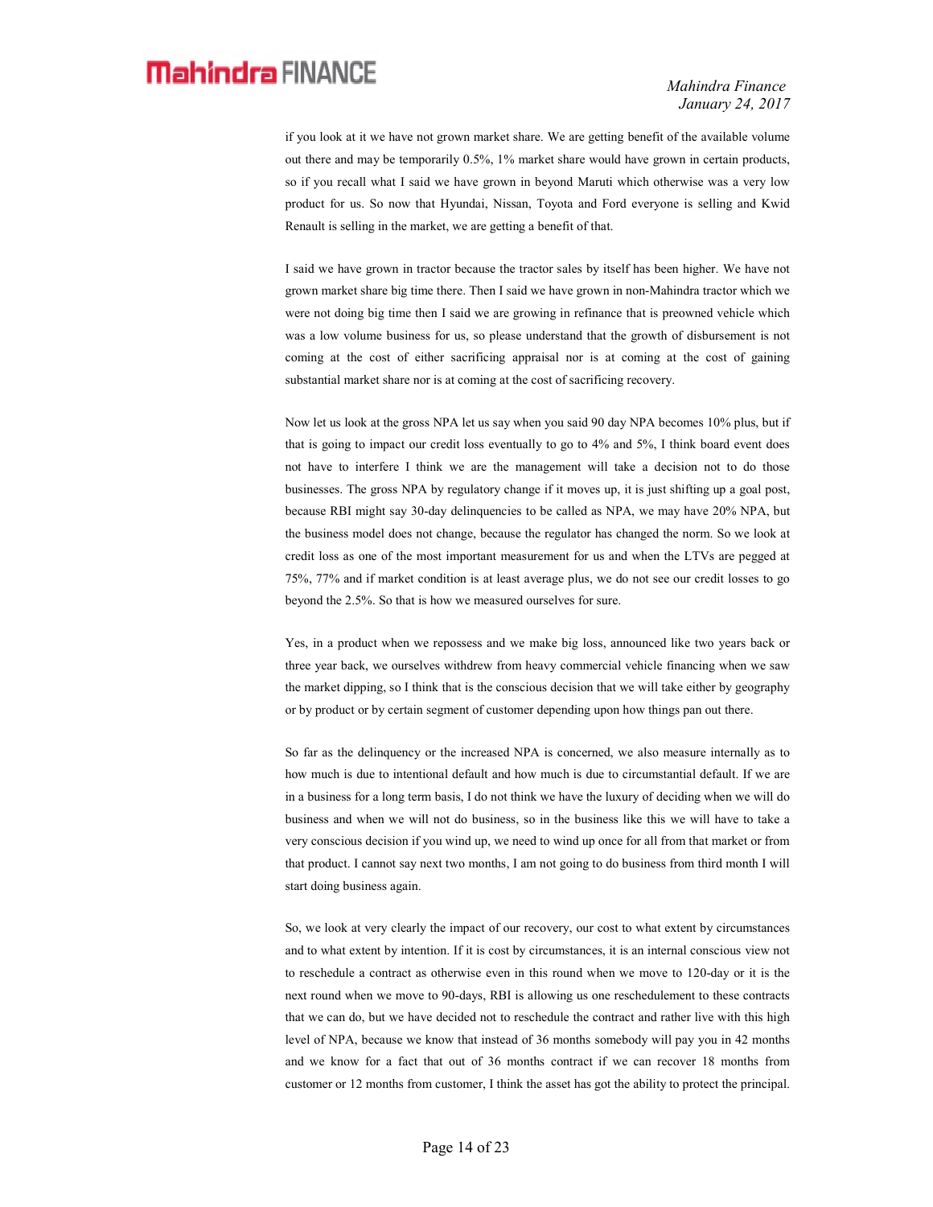if you look at it we have not grown market share. We are getting benefit of the available volume out there and may be temporarily 0.5%, 1% market share would have grown in certain products, so if you recall what I said we have grown in beyond Maruti which otherwise was a very low product for us. So now that Hyundai, Nissan, Toyota and Ford everyone is selling and Kwid Renault is selling in the market, we are getting a benefit of that.

I said we have grown in tractor because the tractor sales by itself has been higher. We have not grown market share big time there. Then I said we have grown in non-Mahindra tractor which we were not doing big time then I said we are growing in refinance that is preowned vehicle which was a low volume business for us, so please understand that the growth of disbursement is not coming at the cost of either sacrificing appraisal nor is at coming at the cost of gaining substantial market share nor is at coming at the cost of sacrificing recovery.

Now let us look at the gross NPA let us say when you said 90 day NPA becomes 10% plus, but if that is going to impact our credit loss eventually to go to 4% and 5%, I think board event does not have to interfere I think we are the management will take a decision not to do those businesses. The gross NPA by regulatory change if it moves up, it is just shifting up a goal post, because RBI might say 30-day delinquencies to be called as NPA, we may have 20% NPA, but the business model does not change, because the regulator has changed the norm. So we look at credit loss as one of the most important measurement for us and when the LTVs are pegged at 75%, 77% and if market condition is at least average plus, we do not see our credit losses to go beyond the 2.5%. So that is how we measured ourselves for sure.

Yes, in a product when we repossess and we make big loss, announced like two years back or three year back, we ourselves withdrew from heavy commercial vehicle financing when we saw the market dipping, so I think that is the conscious decision that we will take either by geography or by product or by certain segment of customer depending upon how things pan out there.

So far as the delinquency or the increased NPA is concerned, we also measure internally as to how much is due to intentional default and how much is due to circumstantial default. If we are in a business for a long term basis, I do not think we have the luxury of deciding when we will do business and when we will not do business, so in the business like this we will have to take a very conscious decision if you wind up, we need to wind up once for all from that market or from that product. I cannot say next two months, I am not going to do business from third month I will start doing business again.

So, we look at very clearly the impact of our recovery, our cost to what extent by circumstances and to what extent by intention. If it is cost by circumstances, it is an internal conscious view not to reschedule a contract as otherwise even in this round when we move to 120-day or it is the next round when we move to 90-days, RBI is allowing us one reschedulement to these contracts that we can do, but we have decided not to reschedule the contract and rather live with this high level of NPA, because we know that instead of 36 months somebody will pay you in 42 months and we know for a fact that out of 36 months contract if we can recover 18 months from customer or 12 months from customer, I think the asset has got the ability to protect the principal.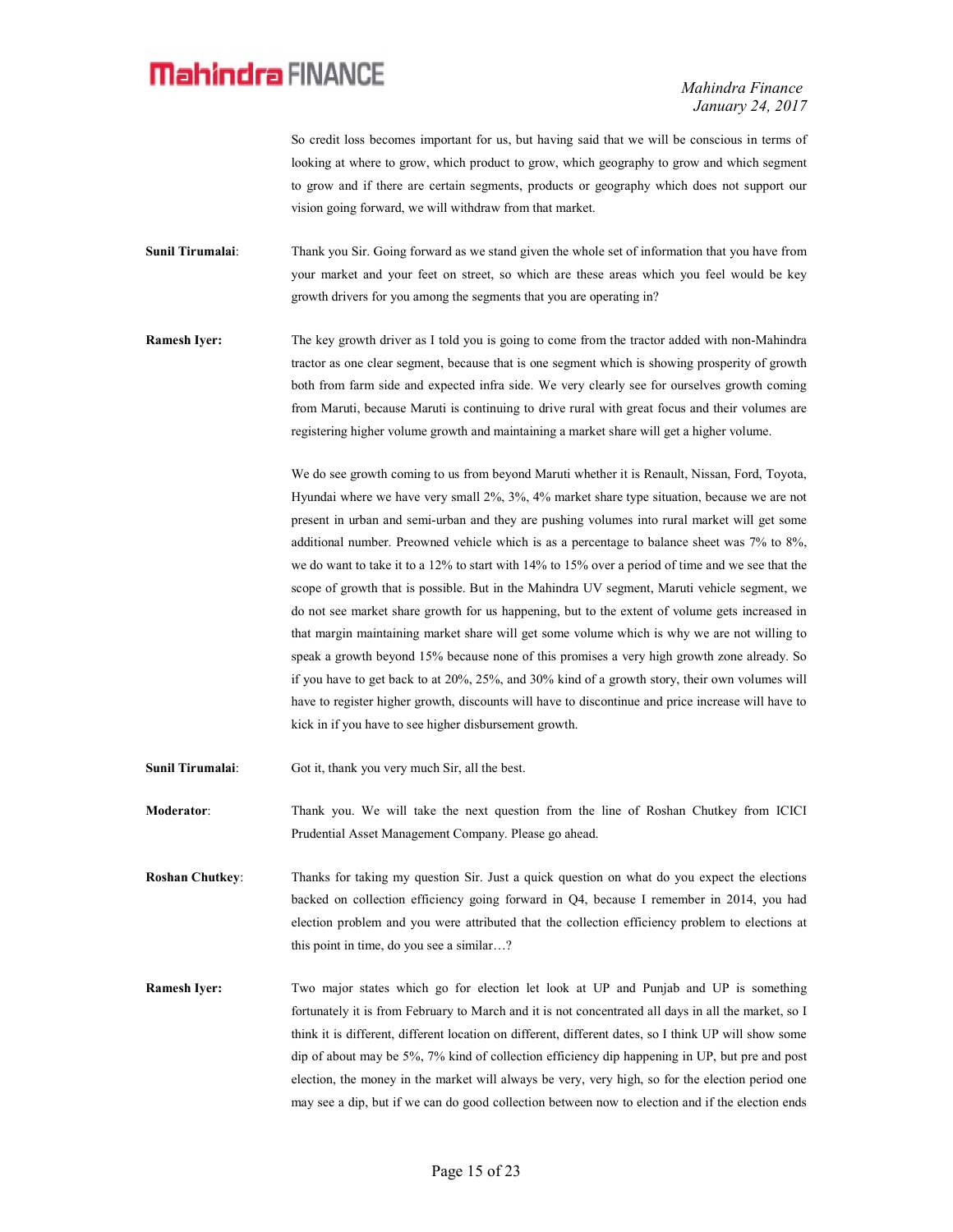So credit loss becomes important for us, but having said that we will be conscious in terms of looking at where to grow, which product to grow, which geography to grow and which segment to grow and if there are certain segments, products or geography which does not support our vision going forward, we will withdraw from that market.

**Sunil Tirumalai**: Thank you Sir. Going forward as we stand given the whole set of information that you have from your market and your feet on street, so which are these areas which you feel would be key growth drivers for you among the segments that you are operating in?

**Ramesh Iyer:** The key growth driver as I told you is going to come from the tractor added with non-Mahindra tractor as one clear segment, because that is one segment which is showing prosperity of growth both from farm side and expected infra side. We very clearly see for ourselves growth coming from Maruti, because Maruti is continuing to drive rural with great focus and their volumes are registering higher volume growth and maintaining a market share will get a higher volume.

We do see growth coming to us from beyond Maruti whether it is Renault, Nissan, Ford, Toyota, Hyundai where we have very small 2%, 3%, 4% market share type situation, because we are not present in urban and semi-urban and they are pushing volumes into rural market will get some additional number. Preowned vehicle which is as a percentage to balance sheet was 7% to 8%, we do want to take it to a 12% to start with 14% to 15% over a period of time and we see that the scope of growth that is possible. But in the Mahindra UV segment, Maruti vehicle segment, we do not see market share growth for us happening, but to the extent of volume gets increased in that margin maintaining market share will get some volume which is why we are not willing to speak a growth beyond 15% because none of this promises a very high growth zone already. So if you have to get back to at 20%, 25%, and 30% kind of a growth story, their own volumes will have to register higher growth, discounts will have to discontinue and price increase will have to kick in if you have to see higher disbursement growth.

**Sunil Tirumalai**: Got it, thank you very much Sir, all the best.

**Moderator**: Thank you. We will take the next question from the line of Roshan Chutkey from ICICI Prudential Asset Management Company. Please go ahead.

**Roshan Chutkey**: Thanks for taking my question Sir. Just a quick question on what do you expect the elections backed on collection efficiency going forward in Q4, because I remember in 2014, you had election problem and you were attributed that the collection efficiency problem to elections at this point in time, do you see a similar…?

**Ramesh Iyer:** Two major states which go for election let look at UP and Punjab and UP is something fortunately it is from February to March and it is not concentrated all days in all the market, so I think it is different, different location on different, different dates, so I think UP will show some dip of about may be 5%, 7% kind of collection efficiency dip happening in UP, but pre and post election, the money in the market will always be very, very high, so for the election period one may see a dip, but if we can do good collection between now to election and if the election ends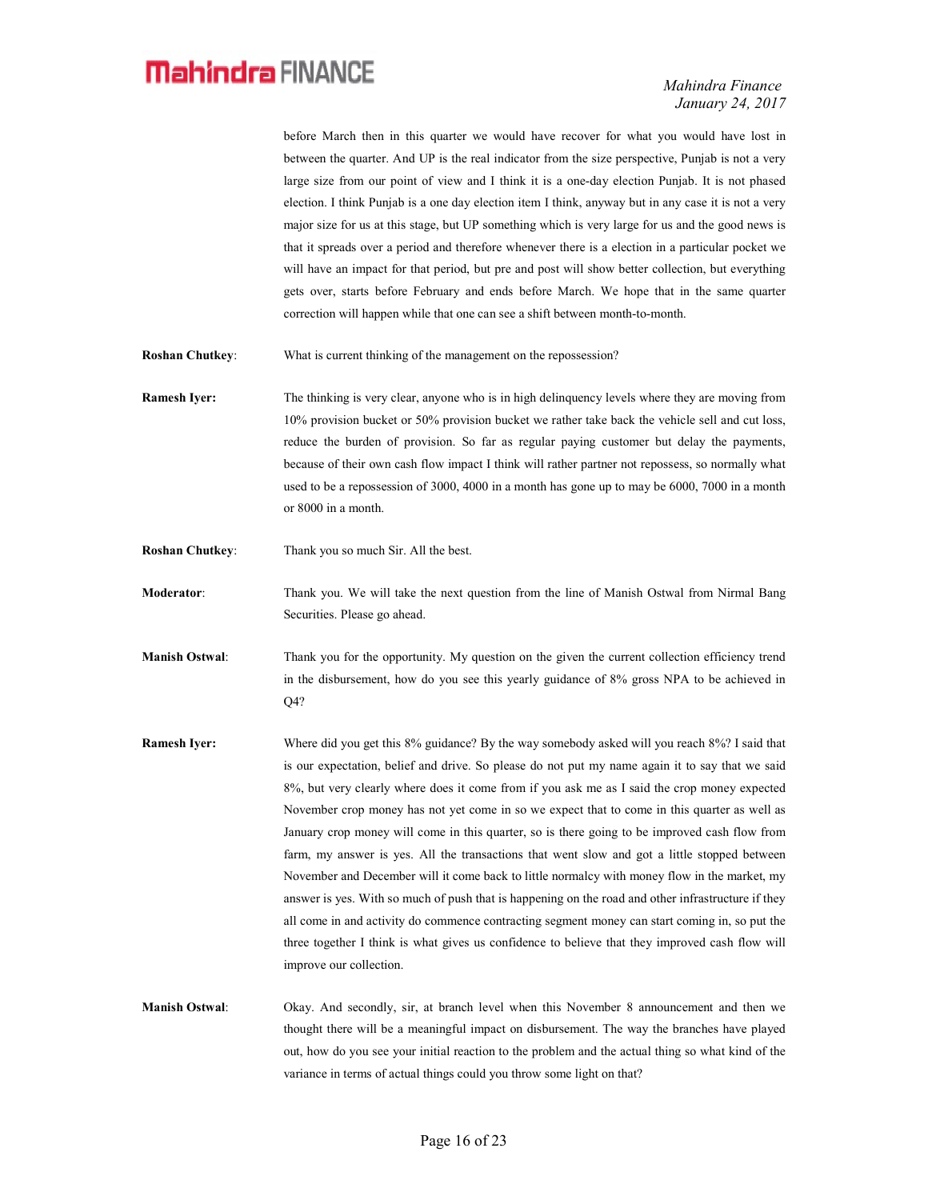before March then in this quarter we would have recover for what you would have lost in between the quarter. And UP is the real indicator from the size perspective, Punjab is not a very large size from our point of view and I think it is a one-day election Punjab. It is not phased election. I think Punjab is a one day election item I think, anyway but in any case it is not a very major size for us at this stage, but UP something which is very large for us and the good news is that it spreads over a period and therefore whenever there is a election in a particular pocket we will have an impact for that period, but pre and post will show better collection, but everything gets over, starts before February and ends before March. We hope that in the same quarter correction will happen while that one can see a shift between month-to-month.

**Roshan Chutkey**: What is current thinking of the management on the repossession?

**Ramesh Iyer:** The thinking is very clear, anyone who is in high delinquency levels where they are moving from 10% provision bucket or 50% provision bucket we rather take back the vehicle sell and cut loss, reduce the burden of provision. So far as regular paying customer but delay the payments, because of their own cash flow impact I think will rather partner not repossess, so normally what used to be a repossession of 3000, 4000 in a month has gone up to may be 6000, 7000 in a month or 8000 in a month.

**Roshan Chutkey**: Thank you so much Sir. All the best.

**Moderator**: Thank you. We will take the next question from the line of Manish Ostwal from Nirmal Bang Securities. Please go ahead.

**Manish Ostwal**: Thank you for the opportunity. My question on the given the current collection efficiency trend in the disbursement, how do you see this yearly guidance of 8% gross NPA to be achieved in Q4?

**Ramesh Iyer:** Where did you get this 8% guidance? By the way somebody asked will you reach 8%? I said that is our expectation, belief and drive. So please do not put my name again it to say that we said 8%, but very clearly where does it come from if you ask me as I said the crop money expected November crop money has not yet come in so we expect that to come in this quarter as well as January crop money will come in this quarter, so is there going to be improved cash flow from farm, my answer is yes. All the transactions that went slow and got a little stopped between November and December will it come back to little normalcy with money flow in the market, my answer is yes. With so much of push that is happening on the road and other infrastructure if they all come in and activity do commence contracting segment money can start coming in, so put the three together I think is what gives us confidence to believe that they improved cash flow will improve our collection.

**Manish Ostwal**: Okay. And secondly, sir, at branch level when this November 8 announcement and then we thought there will be a meaningful impact on disbursement. The way the branches have played out, how do you see your initial reaction to the problem and the actual thing so what kind of the variance in terms of actual things could you throw some light on that?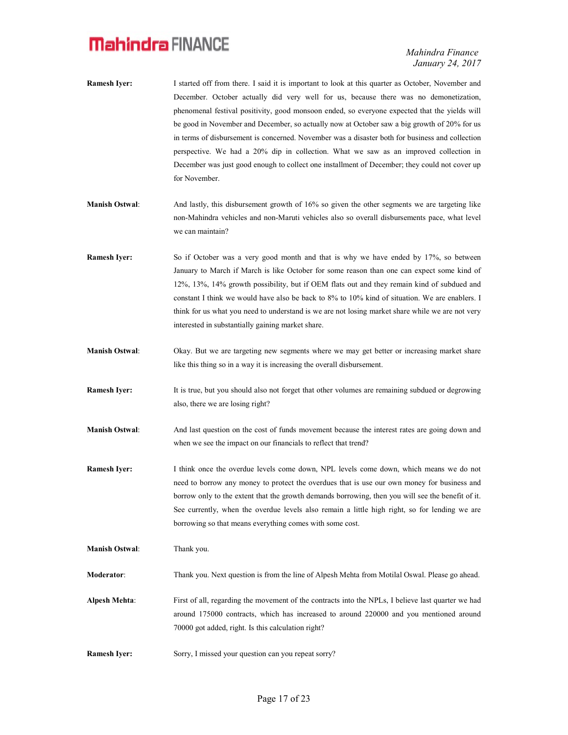**Ramesh Iyer:** I started off from there. I said it is important to look at this quarter as October, November and December. October actually did very well for us, because there was no demonetization, phenomenal festival positivity, good monsoon ended, so everyone expected that the yields will be good in November and December, so actually now at October saw a big growth of 20% for us in terms of disbursement is concerned. November was a disaster both for business and collection perspective. We had a 20% dip in collection. What we saw as an improved collection in December was just good enough to collect one installment of December; they could not cover up for November.

**Manish Ostwal**: And lastly, this disbursement growth of 16% so given the other segments we are targeting like non-Mahindra vehicles and non-Maruti vehicles also so overall disbursements pace, what level we can maintain?

**Ramesh Iyer:** So if October was a very good month and that is why we have ended by 17%, so between January to March if March is like October for some reason than one can expect some kind of 12%, 13%, 14% growth possibility, but if OEM flats out and they remain kind of subdued and constant I think we would have also be back to 8% to 10% kind of situation. We are enablers. I think for us what you need to understand is we are not losing market share while we are not very interested in substantially gaining market share.

**Manish Ostwal**: Okay. But we are targeting new segments where we may get better or increasing market share like this thing so in a way it is increasing the overall disbursement.

**Ramesh Iyer:** It is true, but you should also not forget that other volumes are remaining subdued or degrowing also, there we are losing right?

**Manish Ostwal**: And last question on the cost of funds movement because the interest rates are going down and when we see the impact on our financials to reflect that trend?

**Ramesh Iyer:** I think once the overdue levels come down, NPL levels come down, which means we do not need to borrow any money to protect the overdues that is use our own money for business and borrow only to the extent that the growth demands borrowing, then you will see the benefit of it. See currently, when the overdue levels also remain a little high right, so for lending we are borrowing so that means everything comes with some cost.

**Manish Ostwal**: Thank you.

**Moderator**: Thank you. Next question is from the line of Alpesh Mehta from Motilal Oswal. Please go ahead.

**Alpesh Mehta**: First of all, regarding the movement of the contracts into the NPLs, I believe last quarter we had around 175000 contracts, which has increased to around 220000 and you mentioned around 70000 got added, right. Is this calculation right?

**Ramesh Iyer:** Sorry, I missed your question can you repeat sorry?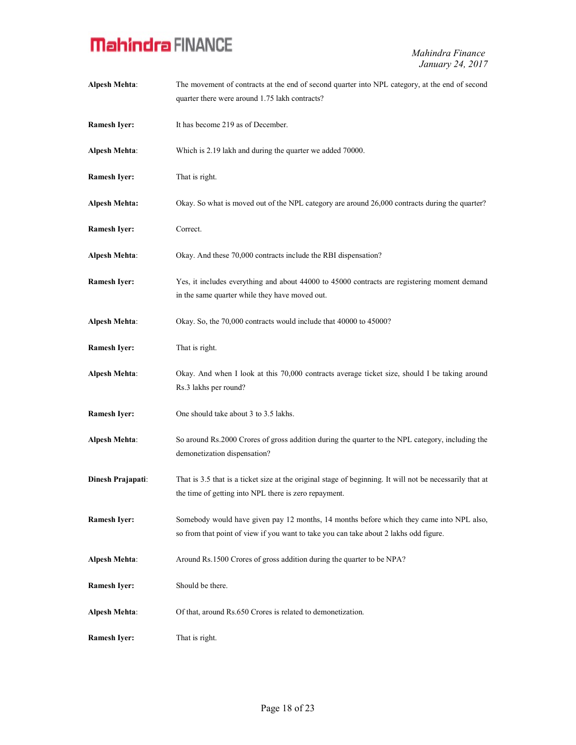**Alpesh Mehta**: The movement of contracts at the end of second quarter into NPL category, at the end of second quarter there were around 1.75 lakh contracts?

**Ramesh Iyer:** It has become 219 as of December.

**Alpesh Mehta**: Which is 2.19 lakh and during the quarter we added 70000.

**Ramesh Iyer:** That is right.

**Alpesh Mehta:** Okay. So what is moved out of the NPL category are around 26,000 contracts during the quarter?

**Ramesh Iyer:** Correct.

**Alpesh Mehta**: Okay. And these 70,000 contracts include the RBI dispensation?

**Ramesh Iyer:** Yes, it includes everything and about 44000 to 45000 contracts are registering moment demand in the same quarter while they have moved out.

**Alpesh Mehta**: Okay. So, the 70,000 contracts would include that 40000 to 45000?

**Ramesh Iyer:** That is right.

**Alpesh Mehta**: Okay. And when I look at this 70,000 contracts average ticket size, should I be taking around Rs.3 lakhs per round?

**Ramesh Iyer:** One should take about 3 to 3.5 lakhs.

**Alpesh Mehta**: So around Rs.2000 Crores of gross addition during the quarter to the NPL category, including the demonetization dispensation?

**Dinesh Prajapati**: That is 3.5 that is a ticket size at the original stage of beginning. It will not be necessarily that at the time of getting into NPL there is zero repayment.

**Ramesh Iyer:** Somebody would have given pay 12 months, 14 months before which they came into NPL also, so from that point of view if you want to take you can take about 2 lakhs odd figure.

**Alpesh Mehta**: Around Rs.1500 Crores of gross addition during the quarter to be NPA?

**Ramesh Iyer:** Should be there.

**Alpesh Mehta**: Of that, around Rs.650 Crores is related to demonetization.

**Ramesh Iyer:** That is right.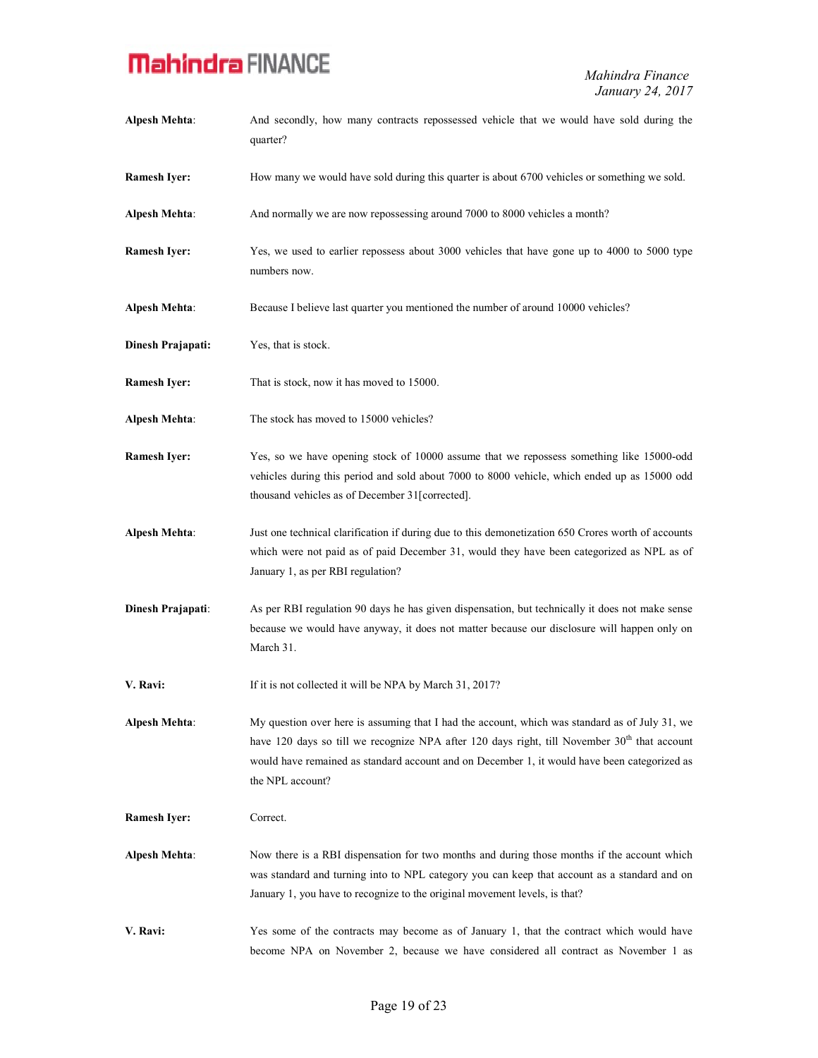**Alpesh Mehta**: And secondly, how many contracts repossessed vehicle that we would have sold during the quarter?

**Ramesh Iyer:** How many we would have sold during this quarter is about 6700 vehicles or something we sold.

**Alpesh Mehta**: And normally we are now repossessing around 7000 to 8000 vehicles a month?

**Ramesh Iyer:** Yes, we used to earlier repossess about 3000 vehicles that have gone up to 4000 to 5000 type numbers now.

**Alpesh Mehta**: Because I believe last quarter you mentioned the number of around 10000 vehicles?

**Dinesh Prajapati:** Yes, that is stock.

**Ramesh Iyer:** That is stock, now it has moved to 15000.

**Alpesh Mehta**: The stock has moved to 15000 vehicles?

**Ramesh Iyer:** Yes, so we have opening stock of 10000 assume that we repossess something like 15000-odd vehicles during this period and sold about 7000 to 8000 vehicle, which ended up as 15000 odd thousand vehicles as of December 31[corrected].

**Alpesh Mehta**: Just one technical clarification if during due to this demonetization 650 Crores worth of accounts which were not paid as of paid December 31, would they have been categorized as NPL as of January 1, as per RBI regulation?

**Dinesh Prajapati**: As per RBI regulation 90 days he has given dispensation, but technically it does not make sense because we would have anyway, it does not matter because our disclosure will happen only on March 31.

**V. Ravi:** If it is not collected it will be NPA by March 31, 2017?

**Alpesh Mehta**: My question over here is assuming that I had the account, which was standard as of July 31, we have 120 days so till we recognize NPA after 120 days right, till November 30th that account would have remained as standard account and on December 1, it would have been categorized as the NPL account?

**Ramesh Iyer:** Correct.

**Alpesh Mehta**: Now there is a RBI dispensation for two months and during those months if the account which was standard and turning into to NPL category you can keep that account as a standard and on January 1, you have to recognize to the original movement levels, is that?

**V. Ravi:** Yes some of the contracts may become as of January 1, that the contract which would have become NPA on November 2, because we have considered all contract as November 1 as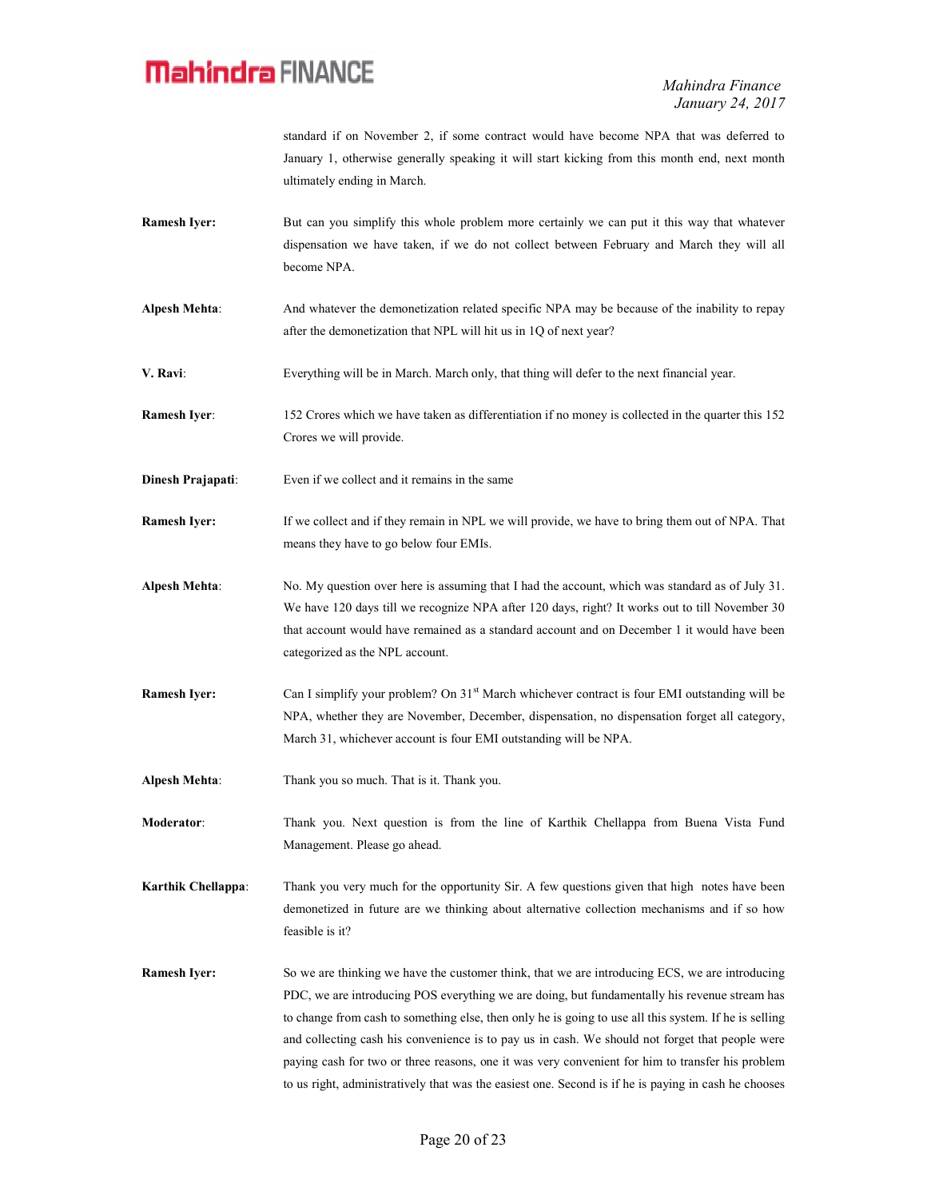standard if on November 2, if some contract would have become NPA that was deferred to January 1, otherwise generally speaking it will start kicking from this month end, next month ultimately ending in March.

**Ramesh Iyer:** But can you simplify this whole problem more certainly we can put it this way that whatever dispensation we have taken, if we do not collect between February and March they will all become NPA.

**Alpesh Mehta**: And whatever the demonetization related specific NPA may be because of the inability to repay after the demonetization that NPL will hit us in 1Q of next year?

**V. Ravi**: Everything will be in March. March only, that thing will defer to the next financial year.

**Ramesh Iyer**: 152 Crores which we have taken as differentiation if no money is collected in the quarter this 152 Crores we will provide.

**Dinesh Prajapati**: Even if we collect and it remains in the same

**Ramesh Iyer:** If we collect and if they remain in NPL we will provide, we have to bring them out of NPA. That means they have to go below four EMIs.

**Alpesh Mehta**: No. My question over here is assuming that I had the account, which was standard as of July 31. We have 120 days till we recognize NPA after 120 days, right? It works out to till November 30 that account would have remained as a standard account and on December 1 it would have been categorized as the NPL account.

**Ramesh Iyer:** Can I simplify your problem? On 31st March whichever contract is four EMI outstanding will be NPA, whether they are November, December, dispensation, no dispensation forget all category, March 31, whichever account is four EMI outstanding will be NPA.

**Alpesh Mehta**: Thank you so much. That is it. Thank you.

**Moderator**: Thank you. Next question is from the line of Karthik Chellappa from Buena Vista Fund Management. Please go ahead.

**Karthik Chellappa**: Thank you very much for the opportunity Sir. A few questions given that high notes have been demonetized in future are we thinking about alternative collection mechanisms and if so how feasible is it?

**Ramesh Iyer:** So we are thinking we have the customer think, that we are introducing ECS, we are introducing PDC, we are introducing POS everything we are doing, but fundamentally his revenue stream has to change from cash to something else, then only he is going to use all this system. If he is selling and collecting cash his convenience is to pay us in cash. We should not forget that people were paying cash for two or three reasons, one it was very convenient for him to transfer his problem to us right, administratively that was the easiest one. Second is if he is paying in cash he chooses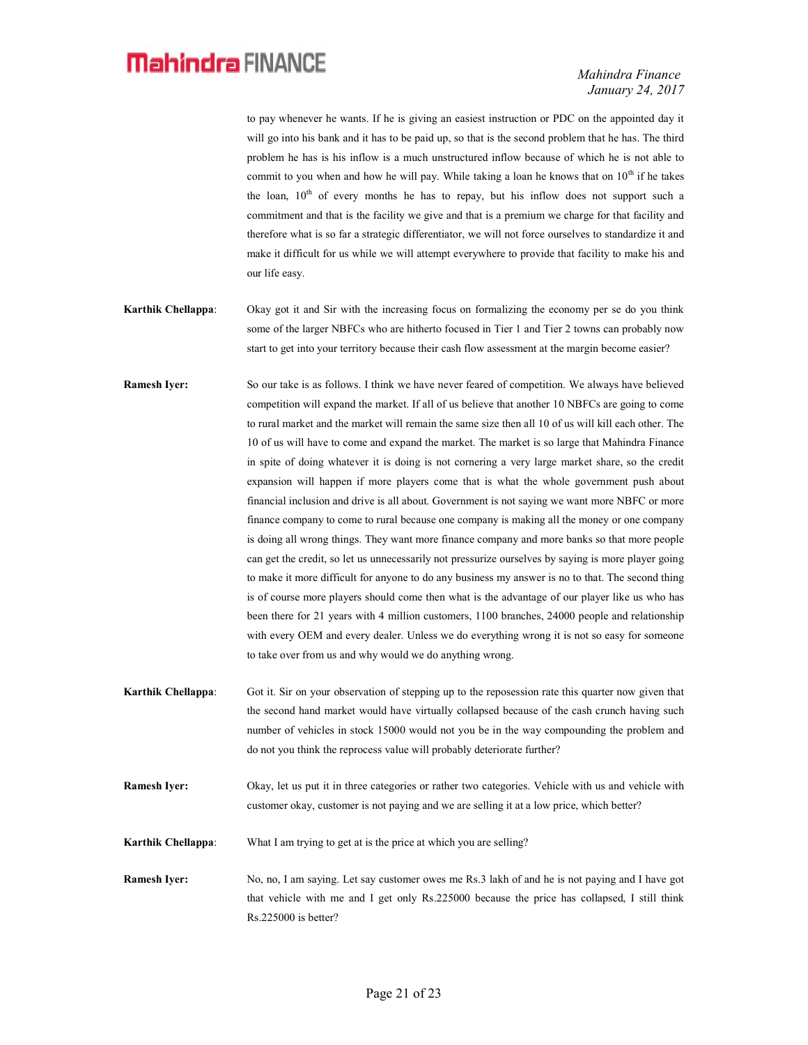to pay whenever he wants. If he is giving an easiest instruction or PDC on the appointed day it will go into his bank and it has to be paid up, so that is the second problem that he has. The third problem he has is his inflow is a much unstructured inflow because of which he is not able to commit to you when and how he will pay. While taking a loan he knows that on 10th if he takes the loan, 10th of every months he has to repay, but his inflow does not support such a commitment and that is the facility we give and that is a premium we charge for that facility and therefore what is so far a strategic differentiator, we will not force ourselves to standardize it and make it difficult for us while we will attempt everywhere to provide that facility to make his and our life easy.

**Karthik Chellappa**: Okay got it and Sir with the increasing focus on formalizing the economy per se do you think some of the larger NBFCs who are hitherto focused in Tier 1 and Tier 2 towns can probably now start to get into your territory because their cash flow assessment at the margin become easier?

**Ramesh Iyer:** So our take is as follows. I think we have never feared of competition. We always have believed competition will expand the market. If all of us believe that another 10 NBFCs are going to come to rural market and the market will remain the same size then all 10 of us will kill each other. The 10 of us will have to come and expand the market. The market is so large that Mahindra Finance in spite of doing whatever it is doing is not cornering a very large market share, so the credit expansion will happen if more players come that is what the whole government push about financial inclusion and drive is all about. Government is not saying we want more NBFC or more finance company to come to rural because one company is making all the money or one company is doing all wrong things. They want more finance company and more banks so that more people can get the credit, so let us unnecessarily not pressurize ourselves by saying is more player going to make it more difficult for anyone to do any business my answer is no to that. The second thing is of course more players should come then what is the advantage of our player like us who has been there for 21 years with 4 million customers, 1100 branches, 24000 people and relationship with every OEM and every dealer. Unless we do everything wrong it is not so easy for someone to take over from us and why would we do anything wrong.

**Karthik Chellappa**: Got it. Sir on your observation of stepping up to the reposession rate this quarter now given that the second hand market would have virtually collapsed because of the cash crunch having such number of vehicles in stock 15000 would not you be in the way compounding the problem and do not you think the reprocess value will probably deteriorate further?

**Ramesh Iyer:** Okay, let us put it in three categories or rather two categories. Vehicle with us and vehicle with customer okay, customer is not paying and we are selling it at a low price, which better?

**Karthik Chellappa**: What I am trying to get at is the price at which you are selling?

**Ramesh Iyer:** No, no, I am saying. Let say customer owes me Rs.3 lakh of and he is not paying and I have got that vehicle with me and I get only Rs.225000 because the price has collapsed, I still think Rs.225000 is better?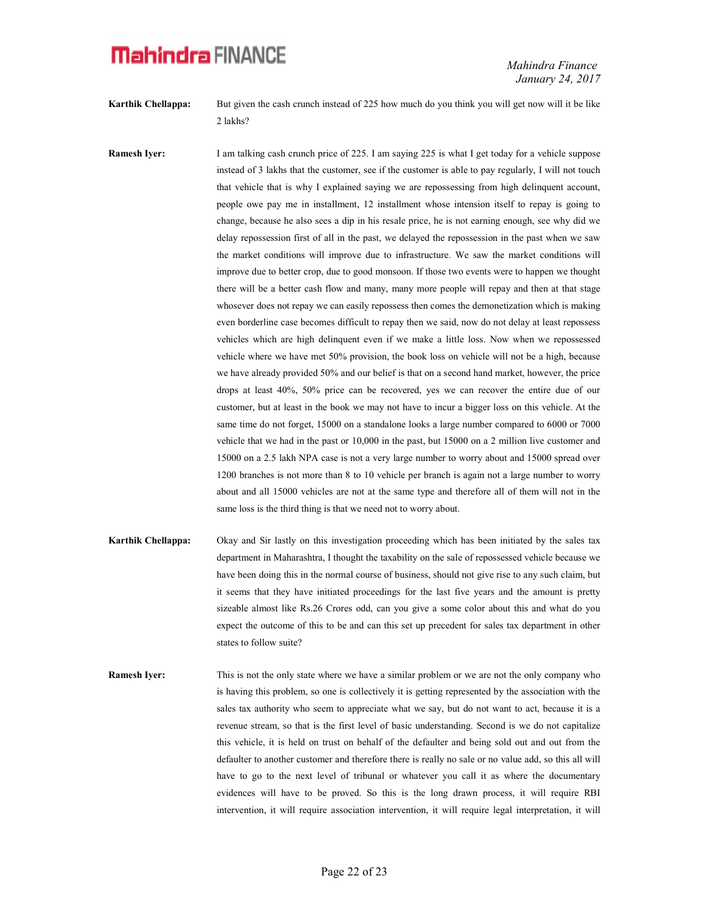**Karthik Chellappa:** But given the cash crunch instead of 225 how much do you think you will get now will it be like 2 lakhs?

**Ramesh Iyer:** I am talking cash crunch price of 225. I am saying 225 is what I get today for a vehicle suppose instead of 3 lakhs that the customer, see if the customer is able to pay regularly, I will not touch that vehicle that is why I explained saying we are repossessing from high delinquent account, people owe pay me in installment, 12 installment whose intension itself to repay is going to change, because he also sees a dip in his resale price, he is not earning enough, see why did we delay repossession first of all in the past, we delayed the repossession in the past when we saw the market conditions will improve due to infrastructure. We saw the market conditions will improve due to better crop, due to good monsoon. If those two events were to happen we thought there will be a better cash flow and many, many more people will repay and then at that stage whosever does not repay we can easily repossess then comes the demonetization which is making even borderline case becomes difficult to repay then we said, now do not delay at least repossess vehicles which are high delinquent even if we make a little loss. Now when we repossessed vehicle where we have met 50% provision, the book loss on vehicle will not be a high, because we have already provided 50% and our belief is that on a second hand market, however, the price drops at least 40%, 50% price can be recovered, yes we can recover the entire due of our customer, but at least in the book we may not have to incur a bigger loss on this vehicle. At the same time do not forget, 15000 on a standalone looks a large number compared to 6000 or 7000 vehicle that we had in the past or 10,000 in the past, but 15000 on a 2 million live customer and 15000 on a 2.5 lakh NPA case is not a very large number to worry about and 15000 spread over 1200 branches is not more than 8 to 10 vehicle per branch is again not a large number to worry about and all 15000 vehicles are not at the same type and therefore all of them will not in the same loss is the third thing is that we need not to worry about.

**Karthik Chellappa:** Okay and Sir lastly on this investigation proceeding which has been initiated by the sales tax department in Maharashtra, I thought the taxability on the sale of repossessed vehicle because we have been doing this in the normal course of business, should not give rise to any such claim, but it seems that they have initiated proceedings for the last five years and the amount is pretty sizeable almost like Rs.26 Crores odd, can you give a some color about this and what do you expect the outcome of this to be and can this set up precedent for sales tax department in other states to follow suite?

**Ramesh Iyer:** This is not the only state where we have a similar problem or we are not the only company who is having this problem, so one is collectively it is getting represented by the association with the sales tax authority who seem to appreciate what we say, but do not want to act, because it is a revenue stream, so that is the first level of basic understanding. Second is we do not capitalize this vehicle, it is held on trust on behalf of the defaulter and being sold out and out from the defaulter to another customer and therefore there is really no sale or no value add, so this all will have to go to the next level of tribunal or whatever you call it as where the documentary evidences will have to be proved. So this is the long drawn process, it will require RBI intervention, it will require association intervention, it will require legal interpretation, it will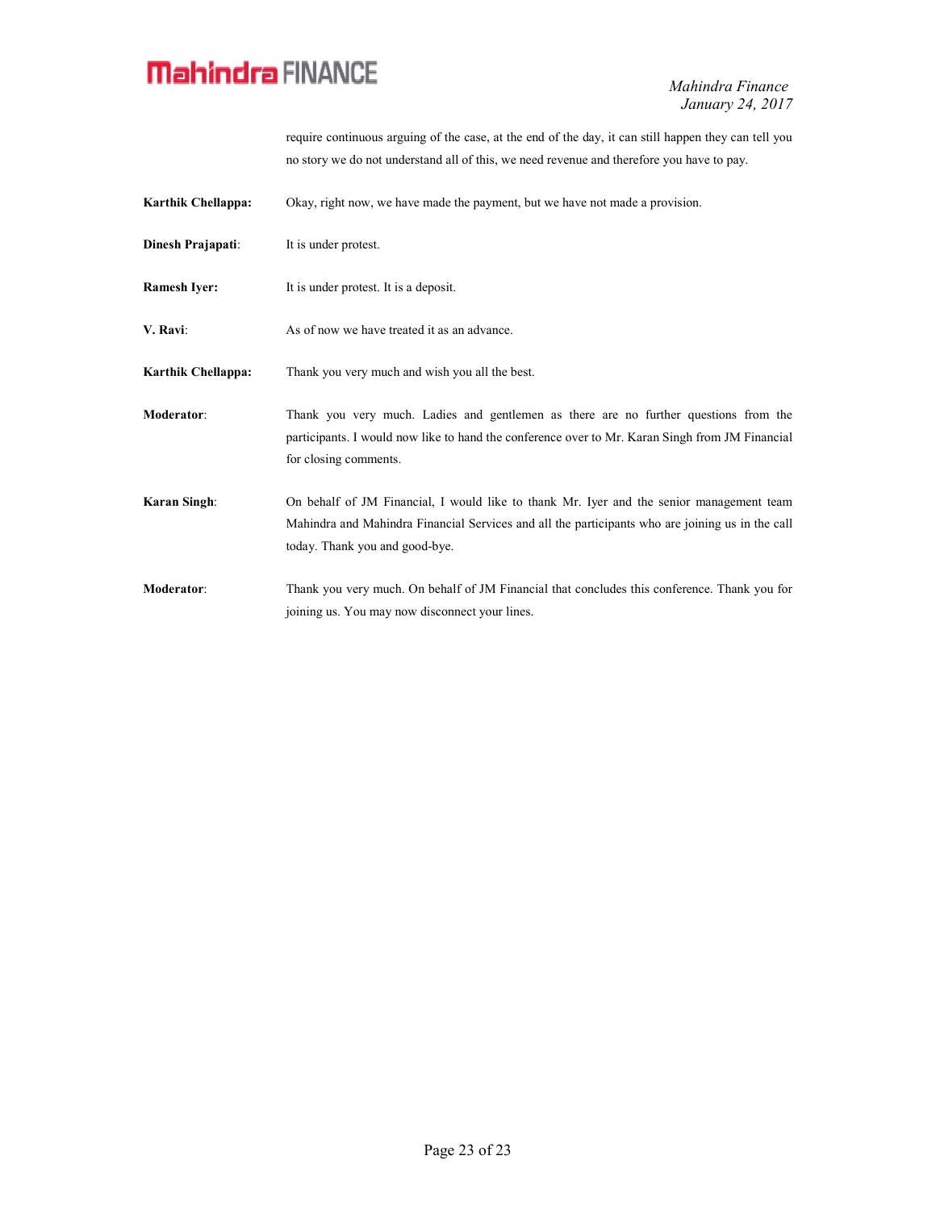require continuous arguing of the case, at the end of the day, it can still happen they can tell you no story we do not understand all of this, we need revenue and therefore you have to pay.

**Karthik Chellappa:** Okay, right now, we have made the payment, but we have not made a provision.

**Dinesh Prajapati**: It is under protest.

**Ramesh Iyer:** It is under protest. It is a deposit.

**V. Ravi**: As of now we have treated it as an advance.

**Karthik Chellappa:** Thank you very much and wish you all the best.

**Moderator**: Thank you very much. Ladies and gentlemen as there are no further questions from the participants. I would now like to hand the conference over to Mr. Karan Singh from JM Financial for closing comments.

**Karan Singh**: On behalf of JM Financial, I would like to thank Mr. Iyer and the senior management team Mahindra and Mahindra Financial Services and all the participants who are joining us in the call today. Thank you and good-bye.

**Moderator**: Thank you very much. On behalf of JM Financial that concludes this conference. Thank you for joining us. You may now disconnect your lines.